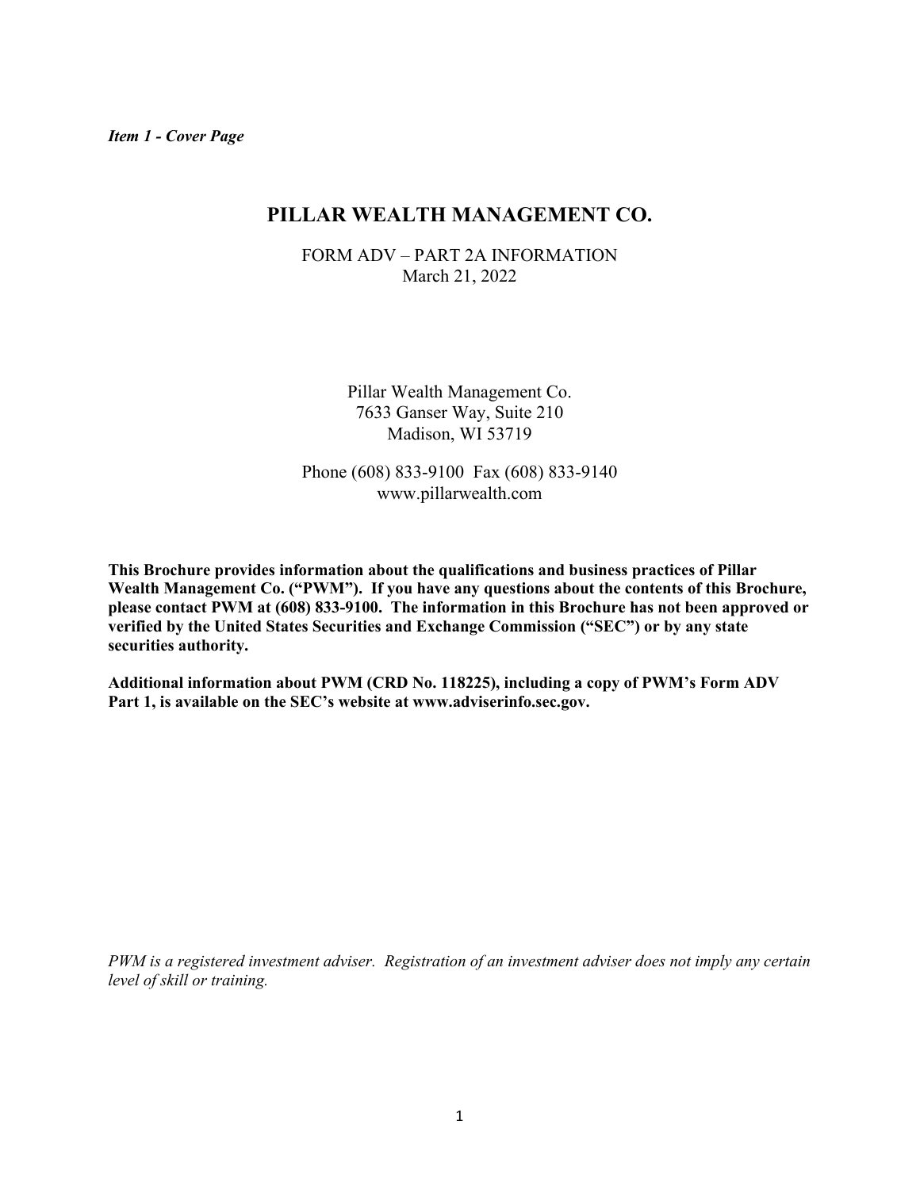*Item 1 - Cover Page*

# PILLAR WEALTH MANAGEMENT CO.

FORM ADV – PART 2A INFORMATION
March 21, 2022

Pillar Wealth Management Co.
7633 Ganser Way, Suite 210
Madison, WI 53719

Phone (608) 833-9100 Fax (608) 833-9140
www.pillarwealth.com

**This Brochure provides information about the qualifications and business practices of Pillar Wealth Management Co. ("PWM"). If you have any questions about the contents of this Brochure, please contact PWM at (608) 833-9100. The information in this Brochure has not been approved or verified by the United States Securities and Exchange Commission ("SEC") or by any state securities authority.**

**Additional information about PWM (CRD No. 118225), including a copy of PWM's Form ADV Part 1, is available on the SEC's website at www.adviserinfo.sec.gov.**

*PWM is a registered investment adviser. Registration of an investment adviser does not imply any certain level of skill or training.*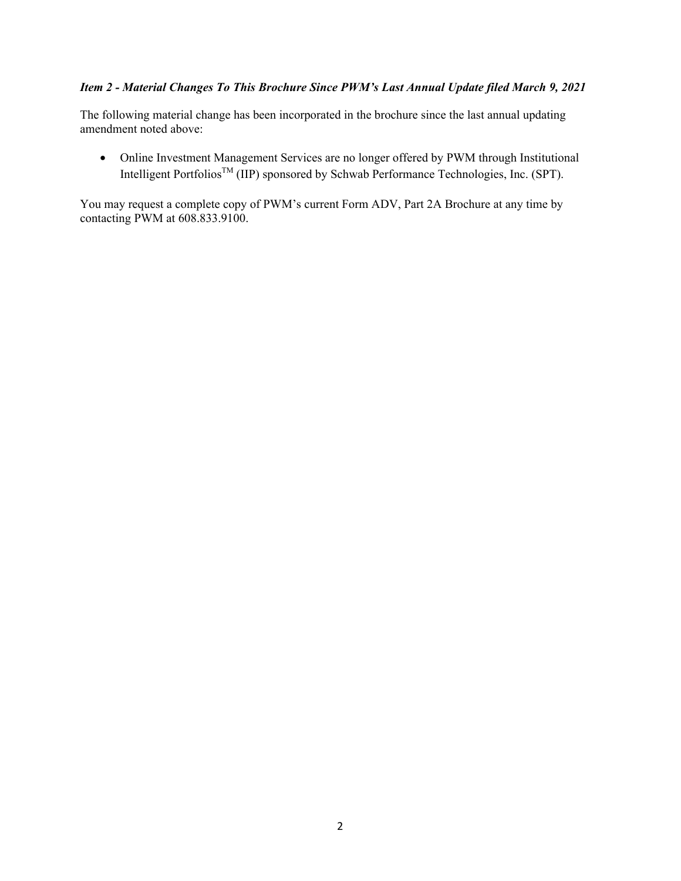### *Item 2 - Material Changes To This Brochure Since PWM's Last Annual Update filed March 9, 2021*

The following material change has been incorporated in the brochure since the last annual updating amendment noted above:

- Online Investment Management Services are no longer offered by PWM through Institutional Intelligent Portfolios™ (IIP) sponsored by Schwab Performance Technologies, Inc. (SPT).

You may request a complete copy of PWM's current Form ADV, Part 2A Brochure at any time by contacting PWM at 608.833.9100.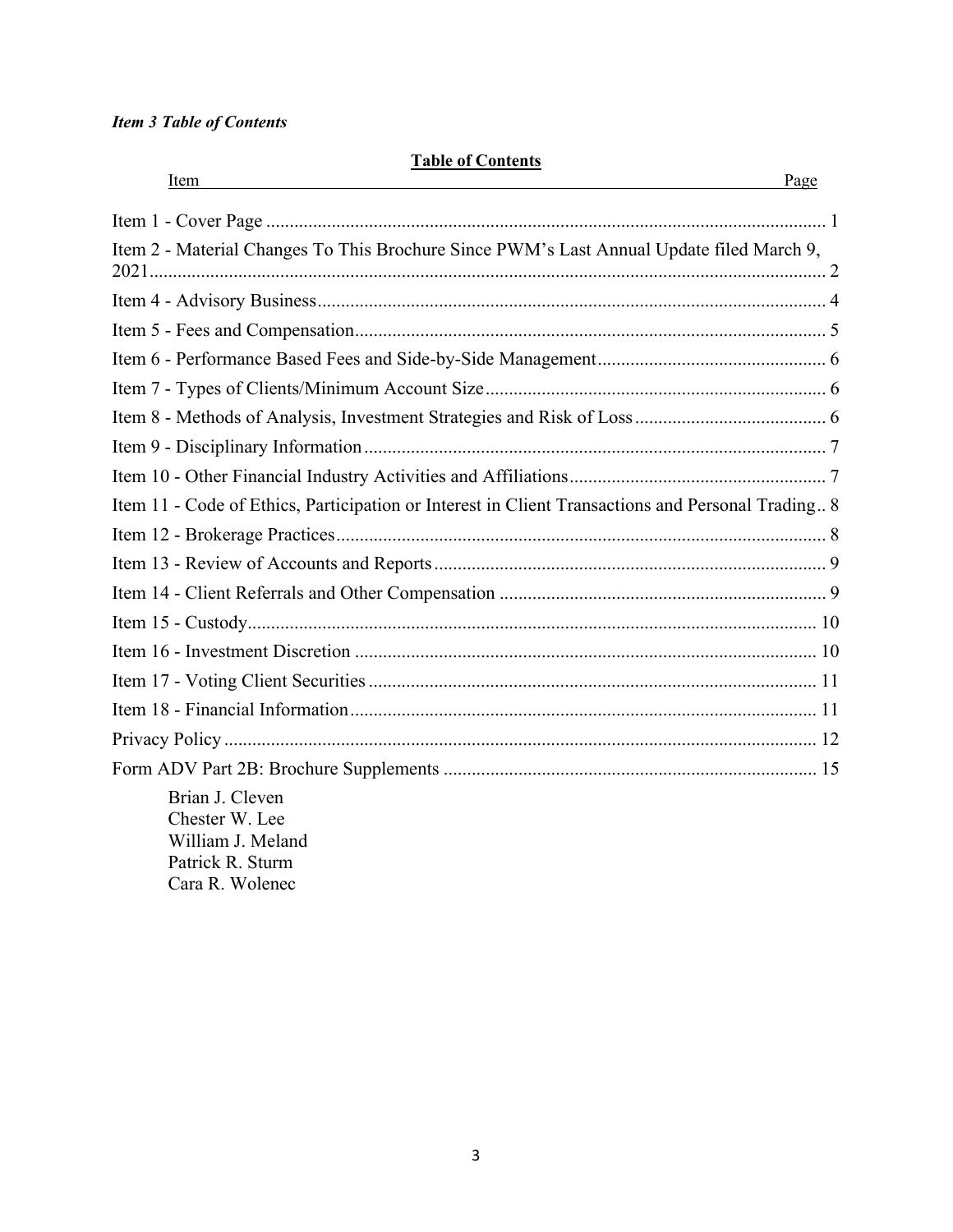***Item 3 Table of Contents***

**Table of Contents**

| Item | Page |
|---|---|
| Item 1 - Cover Page | 1 |
| Item 2 - Material Changes To This Brochure Since PWM's Last Annual Update filed March 9, 2021 | 2 |
| Item 4 - Advisory Business | 4 |
| Item 5 - Fees and Compensation | 5 |
| Item 6 - Performance Based Fees and Side-by-Side Management | 6 |
| Item 7 - Types of Clients/Minimum Account Size | 6 |
| Item 8 - Methods of Analysis, Investment Strategies and Risk of Loss | 6 |
| Item 9 - Disciplinary Information | 7 |
| Item 10 - Other Financial Industry Activities and Affiliations | 7 |
| Item 11 - Code of Ethics, Participation or Interest in Client Transactions and Personal Trading | 8 |
| Item 12 - Brokerage Practices | 8 |
| Item 13 - Review of Accounts and Reports | 9 |
| Item 14 - Client Referrals and Other Compensation | 9 |
| Item 15 - Custody | 10 |
| Item 16 - Investment Discretion | 10 |
| Item 17 - Voting Client Securities | 11 |
| Item 18 - Financial Information | 11 |
| Privacy Policy | 12 |
| Form ADV Part 2B: Brochure Supplements | 15 |

Brian J. Cleven
Chester W. Lee
William J. Meland
Patrick R. Sturm
Cara R. Wolenec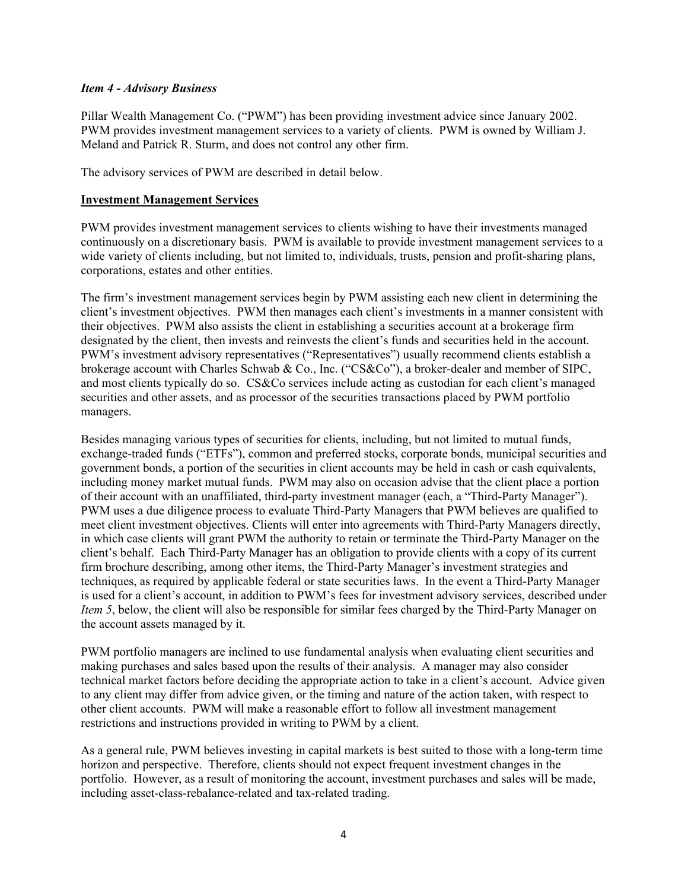*Item 4 - Advisory Business*

Pillar Wealth Management Co. ("PWM") has been providing investment advice since January 2002. PWM provides investment management services to a variety of clients. PWM is owned by William J. Meland and Patrick R. Sturm, and does not control any other firm.

The advisory services of PWM are described in detail below.

**Investment Management Services**

PWM provides investment management services to clients wishing to have their investments managed continuously on a discretionary basis. PWM is available to provide investment management services to a wide variety of clients including, but not limited to, individuals, trusts, pension and profit-sharing plans, corporations, estates and other entities.

The firm's investment management services begin by PWM assisting each new client in determining the client's investment objectives. PWM then manages each client's investments in a manner consistent with their objectives. PWM also assists the client in establishing a securities account at a brokerage firm designated by the client, then invests and reinvests the client's funds and securities held in the account. PWM's investment advisory representatives ("Representatives") usually recommend clients establish a brokerage account with Charles Schwab & Co., Inc. ("CS&Co"), a broker-dealer and member of SIPC, and most clients typically do so. CS&Co services include acting as custodian for each client's managed securities and other assets, and as processor of the securities transactions placed by PWM portfolio managers.

Besides managing various types of securities for clients, including, but not limited to mutual funds, exchange-traded funds ("ETFs"), common and preferred stocks, corporate bonds, municipal securities and government bonds, a portion of the securities in client accounts may be held in cash or cash equivalents, including money market mutual funds. PWM may also on occasion advise that the client place a portion of their account with an unaffiliated, third-party investment manager (each, a "Third-Party Manager"). PWM uses a due diligence process to evaluate Third-Party Managers that PWM believes are qualified to meet client investment objectives. Clients will enter into agreements with Third-Party Managers directly, in which case clients will grant PWM the authority to retain or terminate the Third-Party Manager on the client's behalf. Each Third-Party Manager has an obligation to provide clients with a copy of its current firm brochure describing, among other items, the Third-Party Manager's investment strategies and techniques, as required by applicable federal or state securities laws. In the event a Third-Party Manager is used for a client's account, in addition to PWM's fees for investment advisory services, described under *Item 5*, below, the client will also be responsible for similar fees charged by the Third-Party Manager on the account assets managed by it.

PWM portfolio managers are inclined to use fundamental analysis when evaluating client securities and making purchases and sales based upon the results of their analysis. A manager may also consider technical market factors before deciding the appropriate action to take in a client's account. Advice given to any client may differ from advice given, or the timing and nature of the action taken, with respect to other client accounts. PWM will make a reasonable effort to follow all investment management restrictions and instructions provided in writing to PWM by a client.

As a general rule, PWM believes investing in capital markets is best suited to those with a long-term time horizon and perspective. Therefore, clients should not expect frequent investment changes in the portfolio. However, as a result of monitoring the account, investment purchases and sales will be made, including asset-class-rebalance-related and tax-related trading.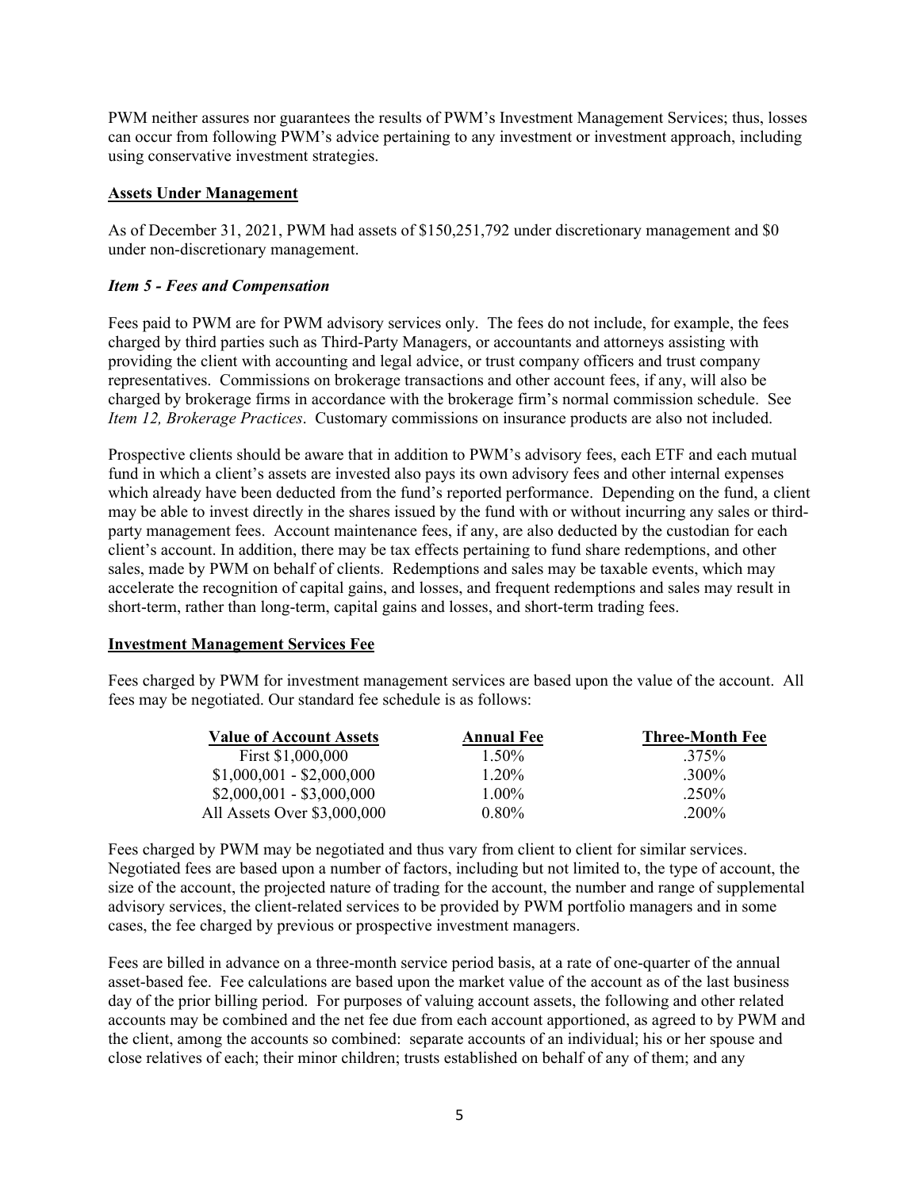PWM neither assures nor guarantees the results of PWM's Investment Management Services; thus, losses can occur from following PWM's advice pertaining to any investment or investment approach, including using conservative investment strategies.

**Assets Under Management**

As of December 31, 2021, PWM had assets of $150,251,792 under discretionary management and $0 under non-discretionary management.

### *Item 5 - Fees and Compensation*

Fees paid to PWM are for PWM advisory services only. The fees do not include, for example, the fees charged by third parties such as Third-Party Managers, or accountants and attorneys assisting with providing the client with accounting and legal advice, or trust company officers and trust company representatives. Commissions on brokerage transactions and other account fees, if any, will also be charged by brokerage firms in accordance with the brokerage firm's normal commission schedule. See *Item 12, Brokerage Practices*. Customary commissions on insurance products are also not included.

Prospective clients should be aware that in addition to PWM's advisory fees, each ETF and each mutual fund in which a client's assets are invested also pays its own advisory fees and other internal expenses which already have been deducted from the fund's reported performance. Depending on the fund, a client may be able to invest directly in the shares issued by the fund with or without incurring any sales or third-party management fees. Account maintenance fees, if any, are also deducted by the custodian for each client's account. In addition, there may be tax effects pertaining to fund share redemptions, and other sales, made by PWM on behalf of clients. Redemptions and sales may be taxable events, which may accelerate the recognition of capital gains, and losses, and frequent redemptions and sales may result in short-term, rather than long-term, capital gains and losses, and short-term trading fees.

**Investment Management Services Fee**

Fees charged by PWM for investment management services are based upon the value of the account. All fees may be negotiated. Our standard fee schedule is as follows:

| Value of Account Assets | Annual Fee | Three-Month Fee |
|---|---|---|
| First $1,000,000 | 1.50% | .375% |
| $1,000,001 - $2,000,000 | 1.20% | .300% |
| $2,000,001 - $3,000,000 | 1.00% | .250% |
| All Assets Over $3,000,000 | 0.80% | .200% |

Fees charged by PWM may be negotiated and thus vary from client to client for similar services. Negotiated fees are based upon a number of factors, including but not limited to, the type of account, the size of the account, the projected nature of trading for the account, the number and range of supplemental advisory services, the client-related services to be provided by PWM portfolio managers and in some cases, the fee charged by previous or prospective investment managers.

Fees are billed in advance on a three-month service period basis, at a rate of one-quarter of the annual asset-based fee. Fee calculations are based upon the market value of the account as of the last business day of the prior billing period. For purposes of valuing account assets, the following and other related accounts may be combined and the net fee due from each account apportioned, as agreed to by PWM and the client, among the accounts so combined: separate accounts of an individual; his or her spouse and close relatives of each; their minor children; trusts established on behalf of any of them; and any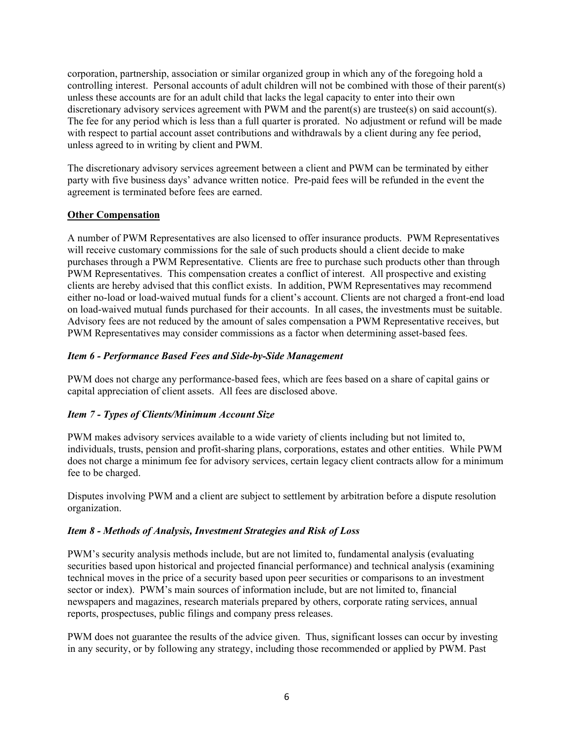corporation, partnership, association or similar organized group in which any of the foregoing hold a controlling interest. Personal accounts of adult children will not be combined with those of their parent(s) unless these accounts are for an adult child that lacks the legal capacity to enter into their own discretionary advisory services agreement with PWM and the parent(s) are trustee(s) on said account(s). The fee for any period which is less than a full quarter is prorated. No adjustment or refund will be made with respect to partial account asset contributions and withdrawals by a client during any fee period, unless agreed to in writing by client and PWM.

The discretionary advisory services agreement between a client and PWM can be terminated by either party with five business days' advance written notice. Pre-paid fees will be refunded in the event the agreement is terminated before fees are earned.

**Other Compensation**

A number of PWM Representatives are also licensed to offer insurance products. PWM Representatives will receive customary commissions for the sale of such products should a client decide to make purchases through a PWM Representative. Clients are free to purchase such products other than through PWM Representatives. This compensation creates a conflict of interest. All prospective and existing clients are hereby advised that this conflict exists. In addition, PWM Representatives may recommend either no-load or load-waived mutual funds for a client's account. Clients are not charged a front-end load on load-waived mutual funds purchased for their accounts. In all cases, the investments must be suitable. Advisory fees are not reduced by the amount of sales compensation a PWM Representative receives, but PWM Representatives may consider commissions as a factor when determining asset-based fees.

### *Item 6 - Performance Based Fees and Side-by-Side Management*

PWM does not charge any performance-based fees, which are fees based on a share of capital gains or capital appreciation of client assets. All fees are disclosed above.

### *Item 7 - Types of Clients/Minimum Account Size*

PWM makes advisory services available to a wide variety of clients including but not limited to, individuals, trusts, pension and profit-sharing plans, corporations, estates and other entities. While PWM does not charge a minimum fee for advisory services, certain legacy client contracts allow for a minimum fee to be charged.

Disputes involving PWM and a client are subject to settlement by arbitration before a dispute resolution organization.

### *Item 8 - Methods of Analysis, Investment Strategies and Risk of Loss*

PWM's security analysis methods include, but are not limited to, fundamental analysis (evaluating securities based upon historical and projected financial performance) and technical analysis (examining technical moves in the price of a security based upon peer securities or comparisons to an investment sector or index). PWM's main sources of information include, but are not limited to, financial newspapers and magazines, research materials prepared by others, corporate rating services, annual reports, prospectuses, public filings and company press releases.

PWM does not guarantee the results of the advice given. Thus, significant losses can occur by investing in any security, or by following any strategy, including those recommended or applied by PWM. Past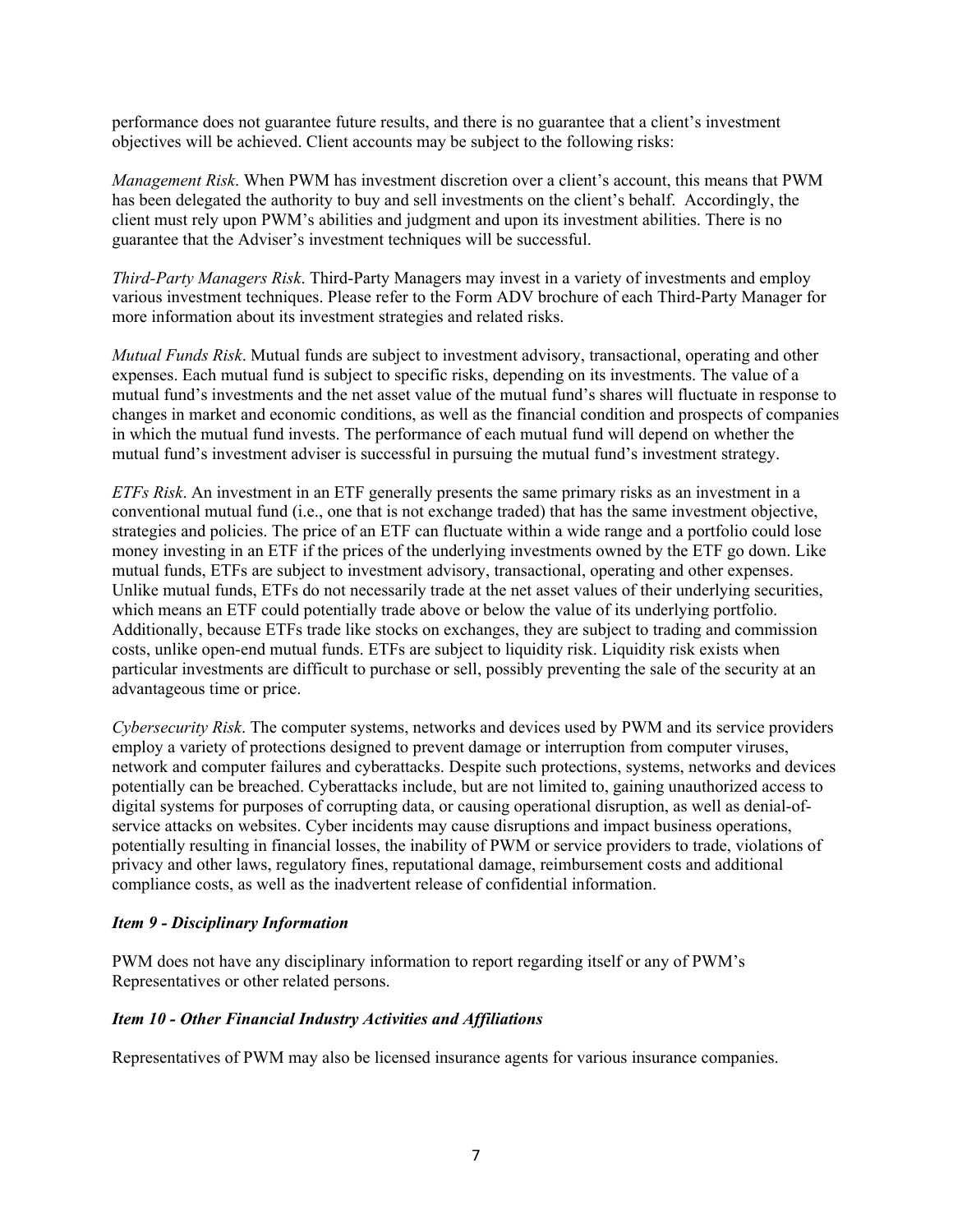performance does not guarantee future results, and there is no guarantee that a client's investment objectives will be achieved. Client accounts may be subject to the following risks:

*Management Risk*. When PWM has investment discretion over a client's account, this means that PWM has been delegated the authority to buy and sell investments on the client's behalf. Accordingly, the client must rely upon PWM's abilities and judgment and upon its investment abilities. There is no guarantee that the Adviser's investment techniques will be successful.

*Third-Party Managers Risk*. Third-Party Managers may invest in a variety of investments and employ various investment techniques. Please refer to the Form ADV brochure of each Third-Party Manager for more information about its investment strategies and related risks.

*Mutual Funds Risk*. Mutual funds are subject to investment advisory, transactional, operating and other expenses. Each mutual fund is subject to specific risks, depending on its investments. The value of a mutual fund's investments and the net asset value of the mutual fund's shares will fluctuate in response to changes in market and economic conditions, as well as the financial condition and prospects of companies in which the mutual fund invests. The performance of each mutual fund will depend on whether the mutual fund's investment adviser is successful in pursuing the mutual fund's investment strategy.

*ETFs Risk*. An investment in an ETF generally presents the same primary risks as an investment in a conventional mutual fund (i.e., one that is not exchange traded) that has the same investment objective, strategies and policies. The price of an ETF can fluctuate within a wide range and a portfolio could lose money investing in an ETF if the prices of the underlying investments owned by the ETF go down. Like mutual funds, ETFs are subject to investment advisory, transactional, operating and other expenses. Unlike mutual funds, ETFs do not necessarily trade at the net asset values of their underlying securities, which means an ETF could potentially trade above or below the value of its underlying portfolio. Additionally, because ETFs trade like stocks on exchanges, they are subject to trading and commission costs, unlike open-end mutual funds. ETFs are subject to liquidity risk. Liquidity risk exists when particular investments are difficult to purchase or sell, possibly preventing the sale of the security at an advantageous time or price.

*Cybersecurity Risk*. The computer systems, networks and devices used by PWM and its service providers employ a variety of protections designed to prevent damage or interruption from computer viruses, network and computer failures and cyberattacks. Despite such protections, systems, networks and devices potentially can be breached. Cyberattacks include, but are not limited to, gaining unauthorized access to digital systems for purposes of corrupting data, or causing operational disruption, as well as denial-of-service attacks on websites. Cyber incidents may cause disruptions and impact business operations, potentially resulting in financial losses, the inability of PWM or service providers to trade, violations of privacy and other laws, regulatory fines, reputational damage, reimbursement costs and additional compliance costs, as well as the inadvertent release of confidential information.

### *Item 9 - Disciplinary Information*

PWM does not have any disciplinary information to report regarding itself or any of PWM's Representatives or other related persons.

### *Item 10 - Other Financial Industry Activities and Affiliations*

Representatives of PWM may also be licensed insurance agents for various insurance companies.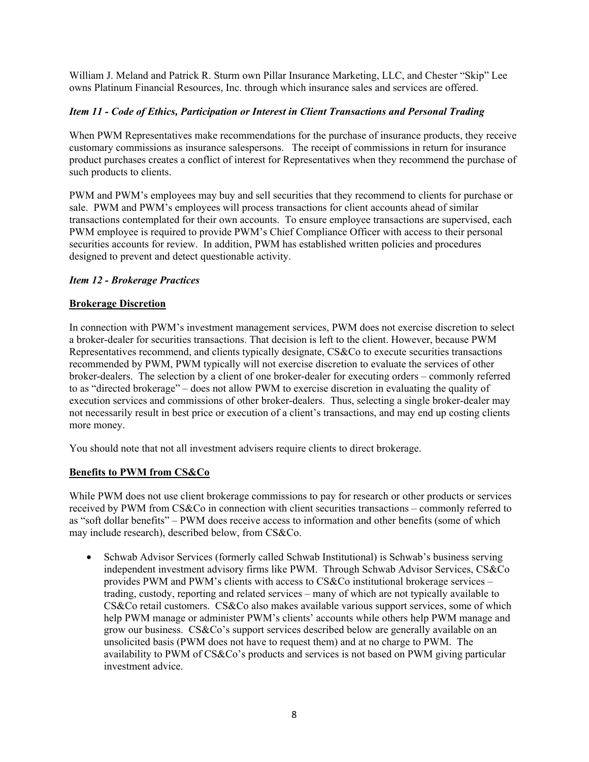William J. Meland and Patrick R. Sturm own Pillar Insurance Marketing, LLC, and Chester "Skip" Lee owns Platinum Financial Resources, Inc. through which insurance sales and services are offered.

### *Item 11 - Code of Ethics, Participation or Interest in Client Transactions and Personal Trading*

When PWM Representatives make recommendations for the purchase of insurance products, they receive customary commissions as insurance salespersons. The receipt of commissions in return for insurance product purchases creates a conflict of interest for Representatives when they recommend the purchase of such products to clients.

PWM and PWM's employees may buy and sell securities that they recommend to clients for purchase or sale. PWM and PWM's employees will process transactions for client accounts ahead of similar transactions contemplated for their own accounts. To ensure employee transactions are supervised, each PWM employee is required to provide PWM's Chief Compliance Officer with access to their personal securities accounts for review. In addition, PWM has established written policies and procedures designed to prevent and detect questionable activity.

### *Item 12 - Brokerage Practices*

#### Brokerage Discretion

In connection with PWM's investment management services, PWM does not exercise discretion to select a broker-dealer for securities transactions. That decision is left to the client. However, because PWM Representatives recommend, and clients typically designate, CS&Co to execute securities transactions recommended by PWM, PWM typically will not exercise discretion to evaluate the services of other broker-dealers. The selection by a client of one broker-dealer for executing orders – commonly referred to as "directed brokerage" – does not allow PWM to exercise discretion in evaluating the quality of execution services and commissions of other broker-dealers. Thus, selecting a single broker-dealer may not necessarily result in best price or execution of a client's transactions, and may end up costing clients more money.

You should note that not all investment advisers require clients to direct brokerage.

#### Benefits to PWM from CS&Co

While PWM does not use client brokerage commissions to pay for research or other products or services received by PWM from CS&Co in connection with client securities transactions – commonly referred to as "soft dollar benefits" – PWM does receive access to information and other benefits (some of which may include research), described below, from CS&Co.

- Schwab Advisor Services (formerly called Schwab Institutional) is Schwab's business serving independent investment advisory firms like PWM. Through Schwab Advisor Services, CS&Co provides PWM and PWM's clients with access to CS&Co institutional brokerage services – trading, custody, reporting and related services – many of which are not typically available to CS&Co retail customers. CS&Co also makes available various support services, some of which help PWM manage or administer PWM's clients' accounts while others help PWM manage and grow our business. CS&Co's support services described below are generally available on an unsolicited basis (PWM does not have to request them) and at no charge to PWM. The availability to PWM of CS&Co's products and services is not based on PWM giving particular investment advice.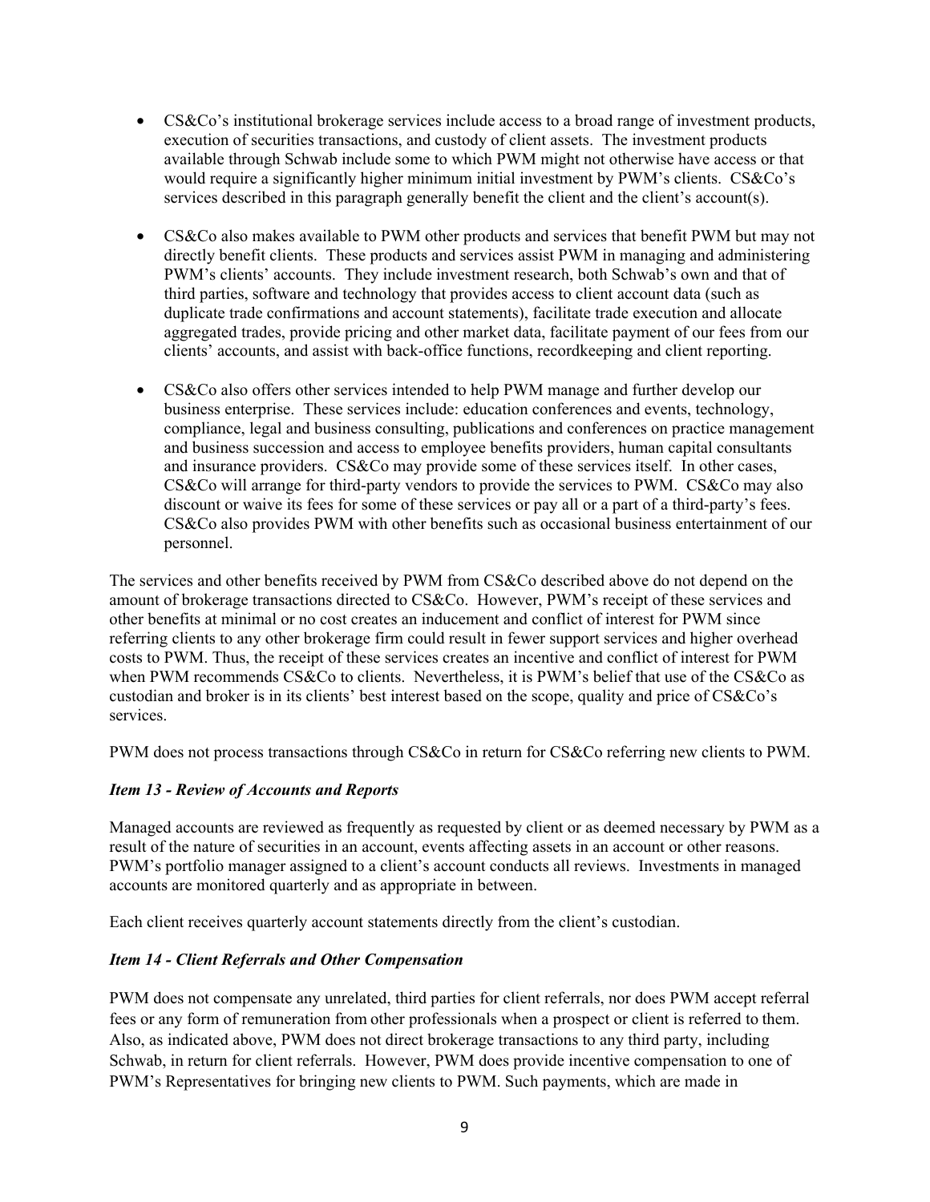- CS&Co's institutional brokerage services include access to a broad range of investment products, execution of securities transactions, and custody of client assets. The investment products available through Schwab include some to which PWM might not otherwise have access or that would require a significantly higher minimum initial investment by PWM's clients. CS&Co's services described in this paragraph generally benefit the client and the client's account(s).

- CS&Co also makes available to PWM other products and services that benefit PWM but may not directly benefit clients. These products and services assist PWM in managing and administering PWM's clients' accounts. They include investment research, both Schwab's own and that of third parties, software and technology that provides access to client account data (such as duplicate trade confirmations and account statements), facilitate trade execution and allocate aggregated trades, provide pricing and other market data, facilitate payment of our fees from our clients' accounts, and assist with back-office functions, recordkeeping and client reporting.

- CS&Co also offers other services intended to help PWM manage and further develop our business enterprise. These services include: education conferences and events, technology, compliance, legal and business consulting, publications and conferences on practice management and business succession and access to employee benefits providers, human capital consultants and insurance providers. CS&Co may provide some of these services itself. In other cases, CS&Co will arrange for third-party vendors to provide the services to PWM. CS&Co may also discount or waive its fees for some of these services or pay all or a part of a third-party's fees. CS&Co also provides PWM with other benefits such as occasional business entertainment of our personnel.

The services and other benefits received by PWM from CS&Co described above do not depend on the amount of brokerage transactions directed to CS&Co. However, PWM's receipt of these services and other benefits at minimal or no cost creates an inducement and conflict of interest for PWM since referring clients to any other brokerage firm could result in fewer support services and higher overhead costs to PWM. Thus, the receipt of these services creates an incentive and conflict of interest for PWM when PWM recommends CS&Co to clients. Nevertheless, it is PWM's belief that use of the CS&Co as custodian and broker is in its clients' best interest based on the scope, quality and price of CS&Co's services.

PWM does not process transactions through CS&Co in return for CS&Co referring new clients to PWM.

### *Item 13 - Review of Accounts and Reports*

Managed accounts are reviewed as frequently as requested by client or as deemed necessary by PWM as a result of the nature of securities in an account, events affecting assets in an account or other reasons. PWM's portfolio manager assigned to a client's account conducts all reviews. Investments in managed accounts are monitored quarterly and as appropriate in between.

Each client receives quarterly account statements directly from the client's custodian.

### *Item 14 - Client Referrals and Other Compensation*

PWM does not compensate any unrelated, third parties for client referrals, nor does PWM accept referral fees or any form of remuneration from other professionals when a prospect or client is referred to them. Also, as indicated above, PWM does not direct brokerage transactions to any third party, including Schwab, in return for client referrals. However, PWM does provide incentive compensation to one of PWM's Representatives for bringing new clients to PWM. Such payments, which are made in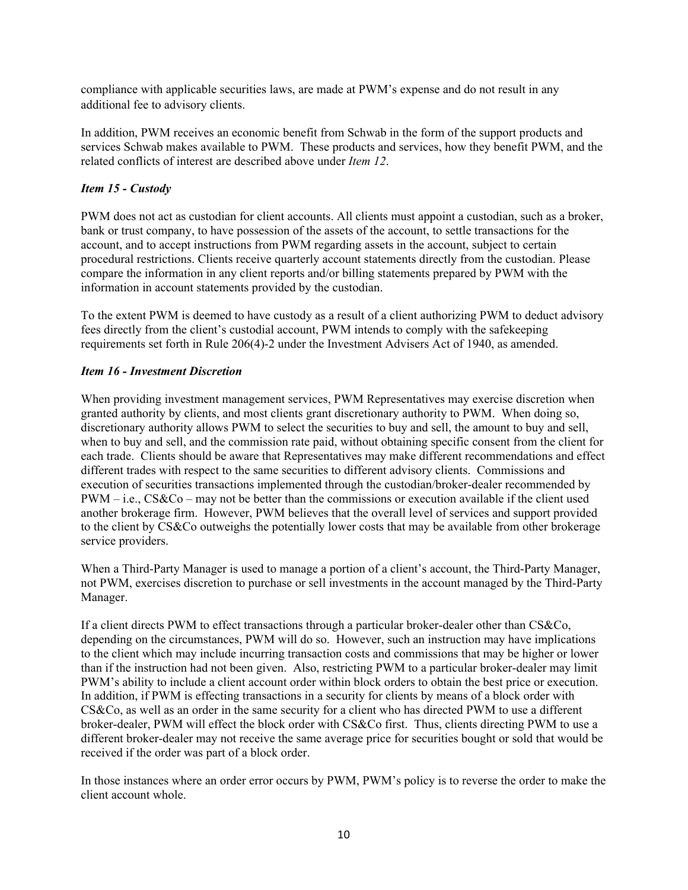compliance with applicable securities laws, are made at PWM's expense and do not result in any additional fee to advisory clients.

In addition, PWM receives an economic benefit from Schwab in the form of the support products and services Schwab makes available to PWM. These products and services, how they benefit PWM, and the related conflicts of interest are described above under *Item 12*.

### *Item 15 - Custody*

PWM does not act as custodian for client accounts. All clients must appoint a custodian, such as a broker, bank or trust company, to have possession of the assets of the account, to settle transactions for the account, and to accept instructions from PWM regarding assets in the account, subject to certain procedural restrictions. Clients receive quarterly account statements directly from the custodian. Please compare the information in any client reports and/or billing statements prepared by PWM with the information in account statements provided by the custodian.

To the extent PWM is deemed to have custody as a result of a client authorizing PWM to deduct advisory fees directly from the client's custodial account, PWM intends to comply with the safekeeping requirements set forth in Rule 206(4)-2 under the Investment Advisers Act of 1940, as amended.

### *Item 16 - Investment Discretion*

When providing investment management services, PWM Representatives may exercise discretion when granted authority by clients, and most clients grant discretionary authority to PWM. When doing so, discretionary authority allows PWM to select the securities to buy and sell, the amount to buy and sell, when to buy and sell, and the commission rate paid, without obtaining specific consent from the client for each trade. Clients should be aware that Representatives may make different recommendations and effect different trades with respect to the same securities to different advisory clients. Commissions and execution of securities transactions implemented through the custodian/broker-dealer recommended by PWM – i.e., CS&Co – may not be better than the commissions or execution available if the client used another brokerage firm. However, PWM believes that the overall level of services and support provided to the client by CS&Co outweighs the potentially lower costs that may be available from other brokerage service providers.

When a Third-Party Manager is used to manage a portion of a client's account, the Third-Party Manager, not PWM, exercises discretion to purchase or sell investments in the account managed by the Third-Party Manager.

If a client directs PWM to effect transactions through a particular broker-dealer other than CS&Co, depending on the circumstances, PWM will do so. However, such an instruction may have implications to the client which may include incurring transaction costs and commissions that may be higher or lower than if the instruction had not been given. Also, restricting PWM to a particular broker-dealer may limit PWM's ability to include a client account order within block orders to obtain the best price or execution. In addition, if PWM is effecting transactions in a security for clients by means of a block order with CS&Co, as well as an order in the same security for a client who has directed PWM to use a different broker-dealer, PWM will effect the block order with CS&Co first. Thus, clients directing PWM to use a different broker-dealer may not receive the same average price for securities bought or sold that would be received if the order was part of a block order.

In those instances where an order error occurs by PWM, PWM's policy is to reverse the order to make the client account whole.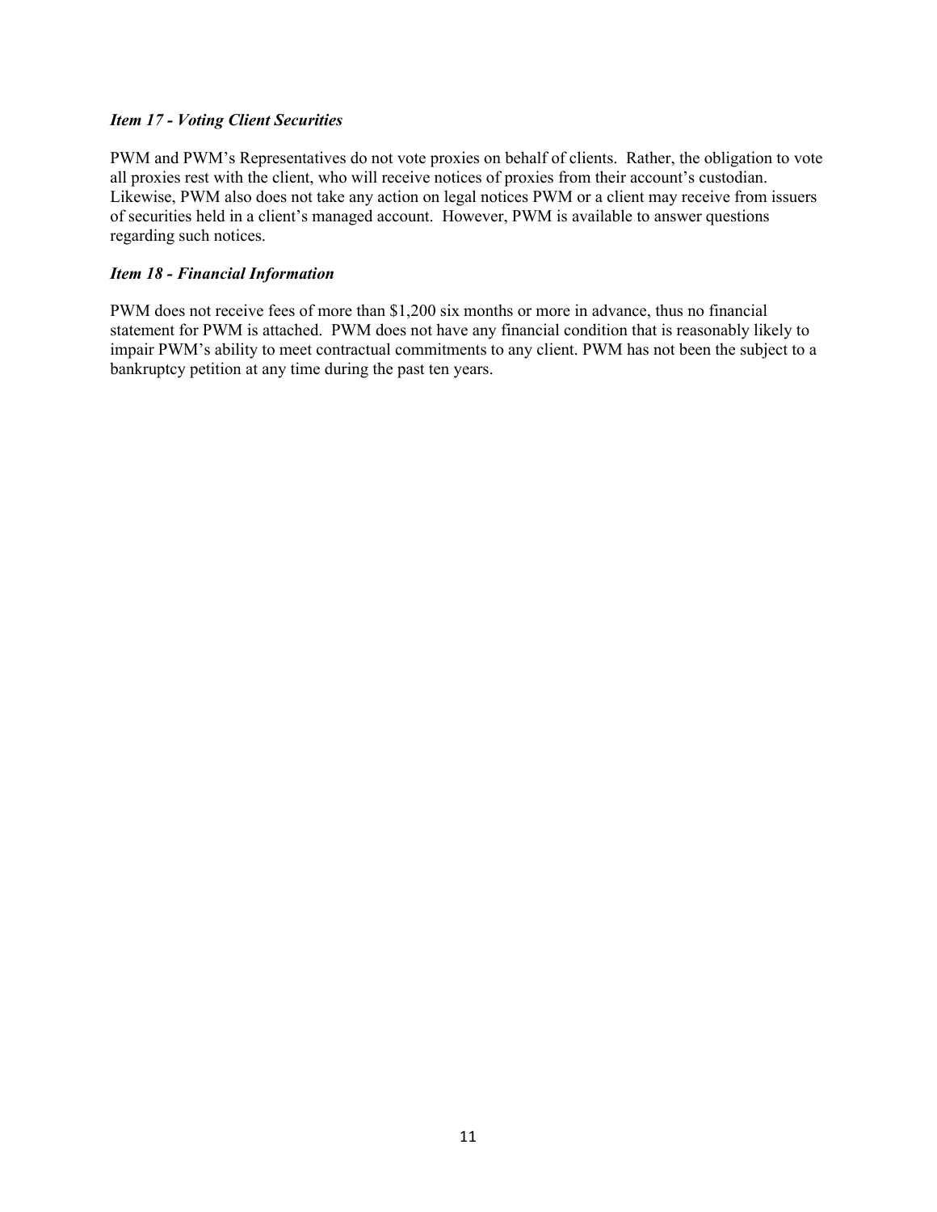### *Item 17 - Voting Client Securities*

PWM and PWM's Representatives do not vote proxies on behalf of clients. Rather, the obligation to vote all proxies rest with the client, who will receive notices of proxies from their account's custodian. Likewise, PWM also does not take any action on legal notices PWM or a client may receive from issuers of securities held in a client's managed account. However, PWM is available to answer questions regarding such notices.

### *Item 18 - Financial Information*

PWM does not receive fees of more than $1,200 six months or more in advance, thus no financial statement for PWM is attached. PWM does not have any financial condition that is reasonably likely to impair PWM's ability to meet contractual commitments to any client. PWM has not been the subject to a bankruptcy petition at any time during the past ten years.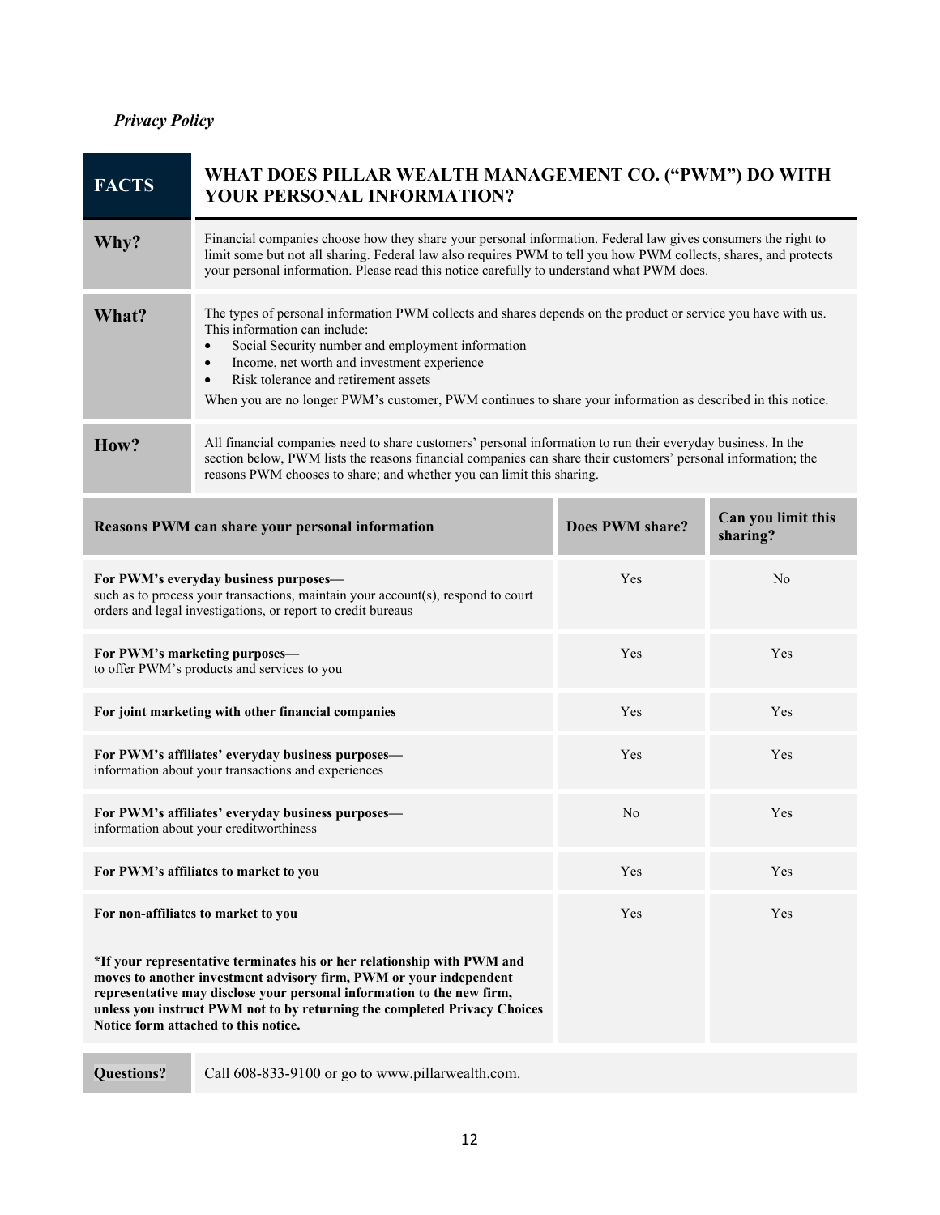*Privacy Policy*

| FACTS | WHAT DOES PILLAR WEALTH MANAGEMENT CO. ("PWM") DO WITH YOUR PERSONAL INFORMATION? |
|---|---|
| **Why?** | Financial companies choose how they share your personal information. Federal law gives consumers the right to limit some but not all sharing. Federal law also requires PWM to tell you how PWM collects, shares, and protects your personal information. Please read this notice carefully to understand what PWM does. |
| **What?** | The types of personal information PWM collects and shares depends on the product or service you have with us. This information can include:<br>• Social Security number and employment information<br>• Income, net worth and investment experience<br>• Risk tolerance and retirement assets<br>When you are no longer PWM's customer, PWM continues to share your information as described in this notice. |
| **How?** | All financial companies need to share customers' personal information to run their everyday business. In the section below, PWM lists the reasons financial companies can share their customers' personal information; the reasons PWM chooses to share; and whether you can limit this sharing. |

| Reasons PWM can share your personal information | Does PWM share? | Can you limit this sharing? |
|---|---|---|
| **For PWM's everyday business purposes—** such as to process your transactions, maintain your account(s), respond to court orders and legal investigations, or report to credit bureaus | Yes | No |
| **For PWM's marketing purposes—** to offer PWM's products and services to you | Yes | Yes |
| **For joint marketing with other financial companies** | Yes | Yes |
| **For PWM's affiliates' everyday business purposes—** information about your transactions and experiences | Yes | Yes |
| **For PWM's affiliates' everyday business purposes—** information about your creditworthiness | No | Yes |
| **For PWM's affiliates to market to you** | Yes | Yes |
| **For non-affiliates to market to you**<br><br>**\*If your representative terminates his or her relationship with PWM and moves to another investment advisory firm, PWM or your independent representative may disclose your personal information to the new firm, unless you instruct PWM not to by returning the completed Privacy Choices Notice form attached to this notice.** | Yes | Yes |

| **Questions?** | Call 608-833-9100 or go to www.pillarwealth.com. |
|---|---|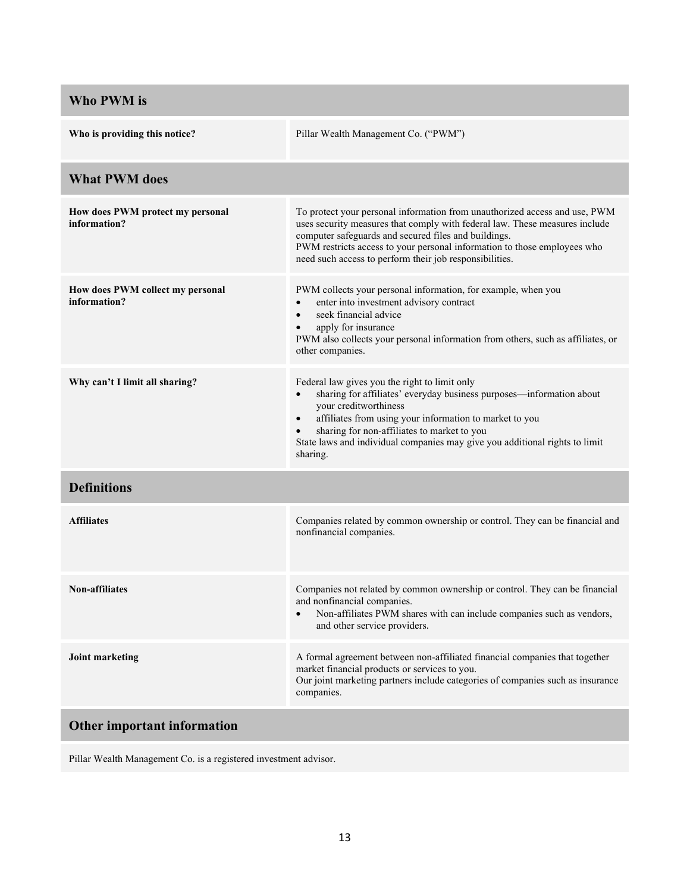| Who PWM is | |
|---|---|
| **Who is providing this notice?** | Pillar Wealth Management Co. ("PWM") |

| What PWM does | |
|---|---|
| **How does PWM protect my personal information?** | To protect your personal information from unauthorized access and use, PWM uses security measures that comply with federal law. These measures include computer safeguards and secured files and buildings.<br>PWM restricts access to your personal information to those employees who need such access to perform their job responsibilities. |
| **How does PWM collect my personal information?** | PWM collects your personal information, for example, when you<br>• enter into investment advisory contract<br>• seek financial advice<br>• apply for insurance<br>PWM also collects your personal information from others, such as affiliates, or other companies. |
| **Why can't I limit all sharing?** | Federal law gives you the right to limit only<br>• sharing for affiliates' everyday business purposes—information about your creditworthiness<br>• affiliates from using your information to market to you<br>• sharing for non-affiliates to market to you<br>State laws and individual companies may give you additional rights to limit sharing. |

| Definitions | |
|---|---|
| **Affiliates** | Companies related by common ownership or control. They can be financial and nonfinancial companies. |
| **Non-affiliates** | Companies not related by common ownership or control. They can be financial and nonfinancial companies.<br>• Non-affiliates PWM shares with can include companies such as vendors, and other service providers. |
| **Joint marketing** | A formal agreement between non-affiliated financial companies that together market financial products or services to you.<br>Our joint marketing partners include categories of companies such as insurance companies. |

## Other important information

Pillar Wealth Management Co. is a registered investment advisor.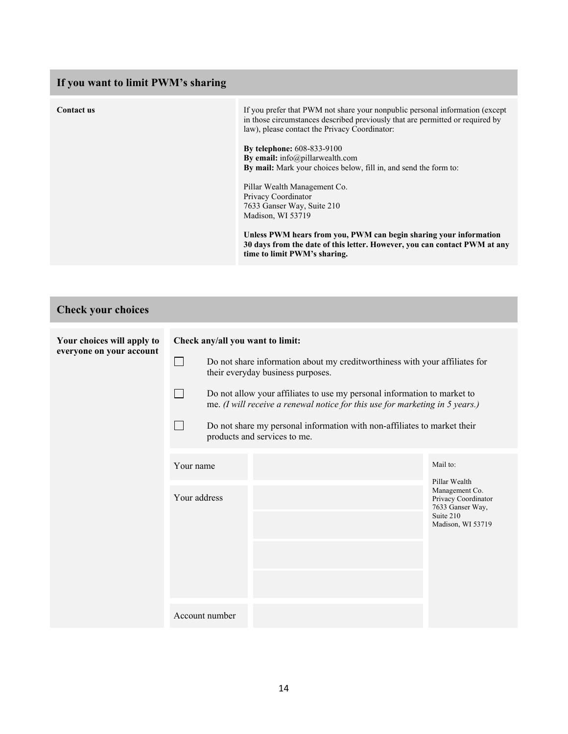## If you want to limit PWM's sharing

| | |
|---|---|
| **Contact us** | If you prefer that PWM not share your nonpublic personal information (except in those circumstances described previously that are permitted or required by law), please contact the Privacy Coordinator:<br><br>**By telephone:** 608-833-9100<br>**By email:** info@pillarwealth.com<br>**By mail:** Mark your choices below, fill in, and send the form to:<br><br>Pillar Wealth Management Co.<br>Privacy Coordinator<br>7633 Ganser Way, Suite 210<br>Madison, WI 53719<br><br>**Unless PWM hears from you, PWM can begin sharing your information 30 days from the date of this letter. However, you can contact PWM at any time to limit PWM's sharing.** |

## Check your choices

**Your choices will apply to everyone on your account**

**Check any/all you want to limit:**

- ☐ Do not share information about my creditworthiness with your affiliates for their everyday business purposes.
- ☐ Do not allow your affiliates to use my personal information to market to me. *(I will receive a renewal notice for this use for marketing in 5 years.)*
- ☐ Do not share my personal information with non-affiliates to market their products and services to me.

| | | |
|---|---|---|
| Your name | | Mail to:<br><br>Pillar Wealth Management Co.<br>Privacy Coordinator<br>7633 Ganser Way, Suite 210<br>Madison, WI 53719 |
| Your address | | |
| | | |
| | | |
| | | |
| Account number | | |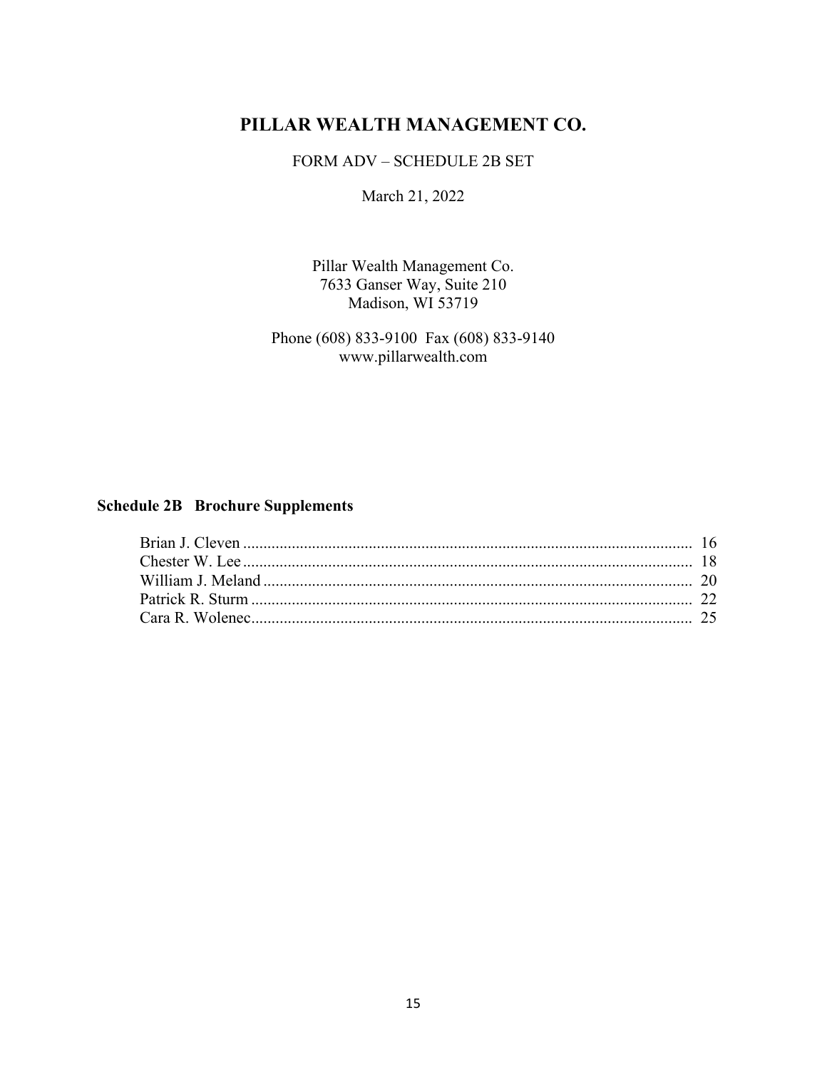# PILLAR WEALTH MANAGEMENT CO.

FORM ADV – SCHEDULE 2B SET

March 21, 2022

Pillar Wealth Management Co.
7633 Ganser Way, Suite 210
Madison, WI 53719

Phone (608) 833-9100 Fax (608) 833-9140
www.pillarwealth.com

## Schedule 2B Brochure Supplements

| Name | Page |
|---|---|
| Brian J. Cleven | 16 |
| Chester W. Lee | 18 |
| William J. Meland | 20 |
| Patrick R. Sturm | 22 |
| Cara R. Wolenec | 25 |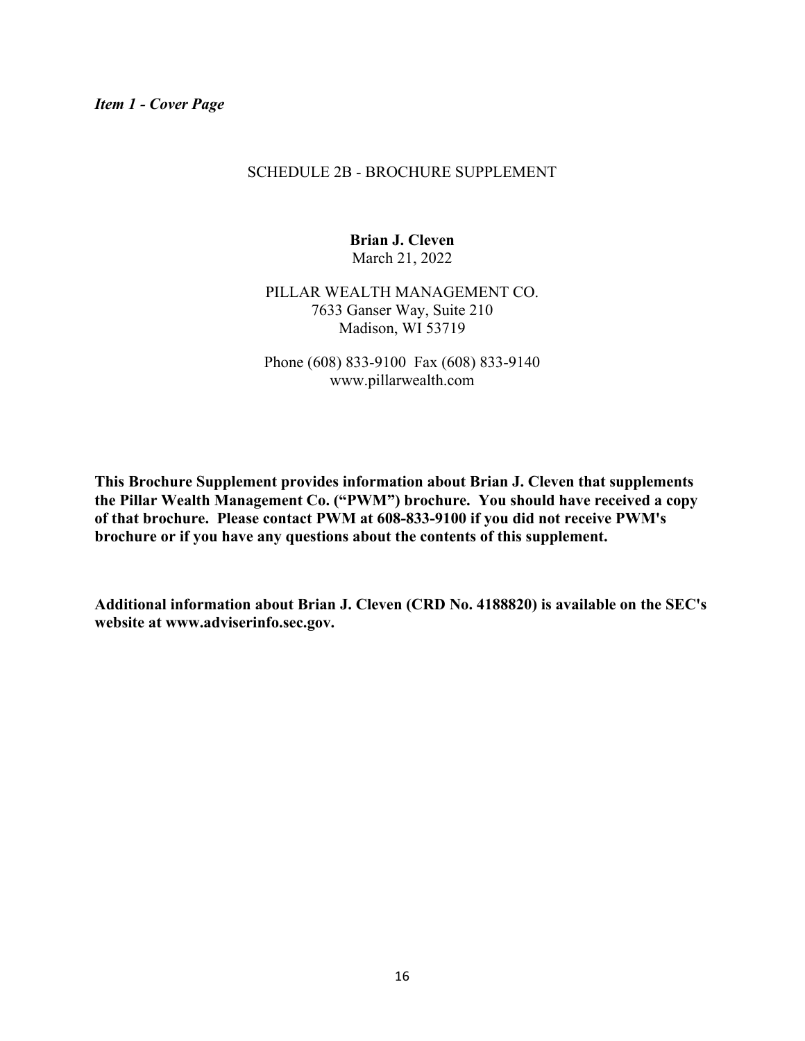***Item 1 - Cover Page***

SCHEDULE 2B - BROCHURE SUPPLEMENT

**Brian J. Cleven**
March 21, 2022

PILLAR WEALTH MANAGEMENT CO.
7633 Ganser Way, Suite 210
Madison, WI 53719

Phone (608) 833-9100 Fax (608) 833-9140
www.pillarwealth.com

**This Brochure Supplement provides information about Brian J. Cleven that supplements the Pillar Wealth Management Co. ("PWM") brochure. You should have received a copy of that brochure. Please contact PWM at 608-833-9100 if you did not receive PWM's brochure or if you have any questions about the contents of this supplement.**

**Additional information about Brian J. Cleven (CRD No. 4188820) is available on the SEC's website at www.adviserinfo.sec.gov.**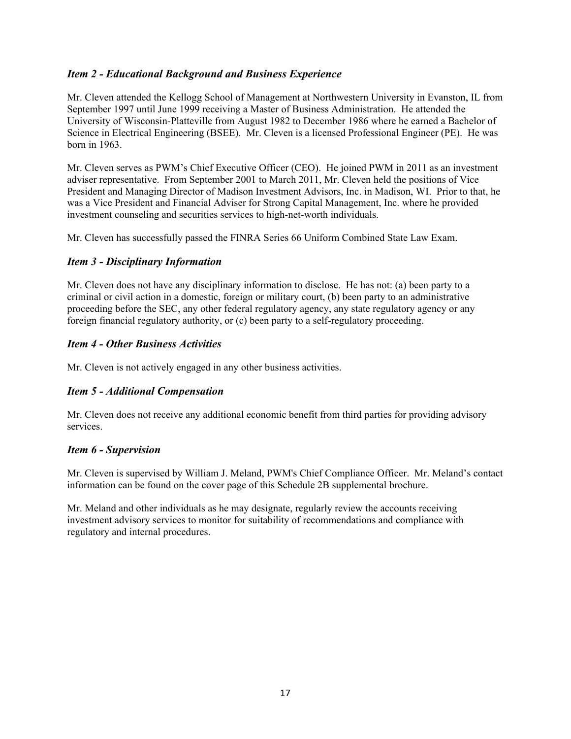### *Item 2 - Educational Background and Business Experience*

Mr. Cleven attended the Kellogg School of Management at Northwestern University in Evanston, IL from September 1997 until June 1999 receiving a Master of Business Administration. He attended the University of Wisconsin-Platteville from August 1982 to December 1986 where he earned a Bachelor of Science in Electrical Engineering (BSEE). Mr. Cleven is a licensed Professional Engineer (PE). He was born in 1963.

Mr. Cleven serves as PWM's Chief Executive Officer (CEO). He joined PWM in 2011 as an investment adviser representative. From September 2001 to March 2011, Mr. Cleven held the positions of Vice President and Managing Director of Madison Investment Advisors, Inc. in Madison, WI. Prior to that, he was a Vice President and Financial Adviser for Strong Capital Management, Inc. where he provided investment counseling and securities services to high-net-worth individuals.

Mr. Cleven has successfully passed the FINRA Series 66 Uniform Combined State Law Exam.

### *Item 3 - Disciplinary Information*

Mr. Cleven does not have any disciplinary information to disclose. He has not: (a) been party to a criminal or civil action in a domestic, foreign or military court, (b) been party to an administrative proceeding before the SEC, any other federal regulatory agency, any state regulatory agency or any foreign financial regulatory authority, or (c) been party to a self-regulatory proceeding.

### *Item 4 - Other Business Activities*

Mr. Cleven is not actively engaged in any other business activities.

### *Item 5 - Additional Compensation*

Mr. Cleven does not receive any additional economic benefit from third parties for providing advisory services.

### *Item 6 - Supervision*

Mr. Cleven is supervised by William J. Meland, PWM's Chief Compliance Officer. Mr. Meland's contact information can be found on the cover page of this Schedule 2B supplemental brochure.

Mr. Meland and other individuals as he may designate, regularly review the accounts receiving investment advisory services to monitor for suitability of recommendations and compliance with regulatory and internal procedures.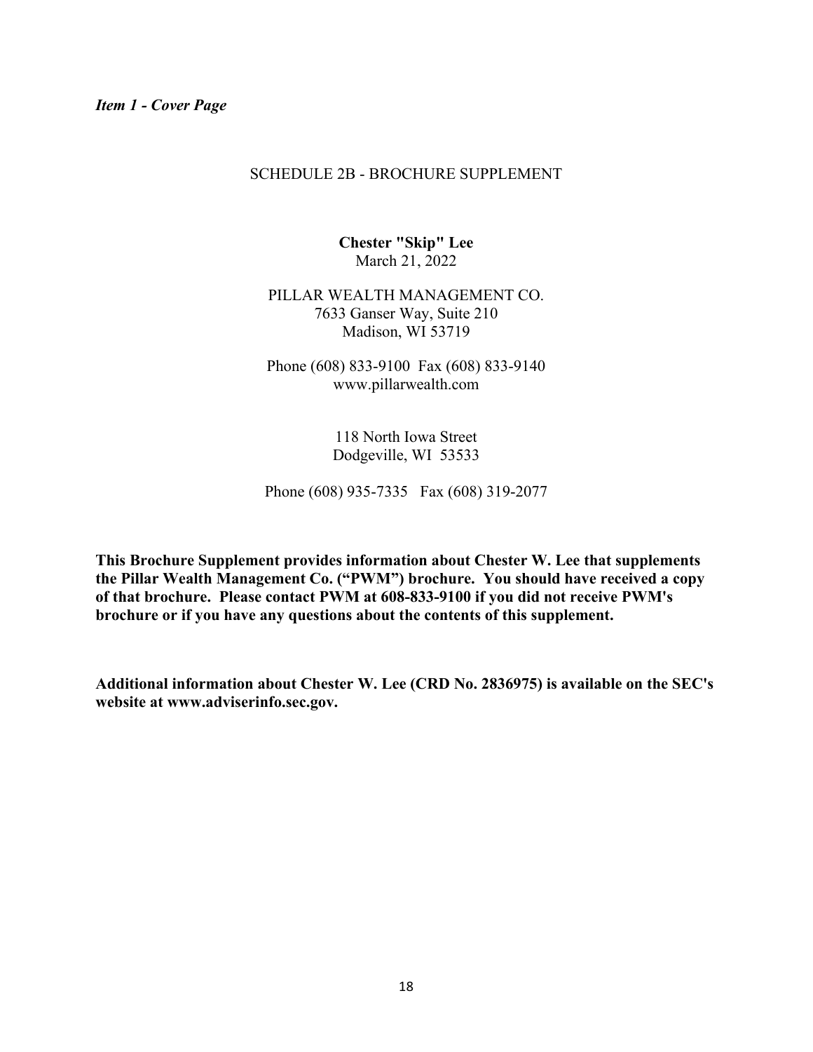***Item 1 - Cover Page***

SCHEDULE 2B - BROCHURE SUPPLEMENT

**Chester "Skip" Lee**
March 21, 2022

PILLAR WEALTH MANAGEMENT CO.
7633 Ganser Way, Suite 210
Madison, WI 53719

Phone (608) 833-9100 Fax (608) 833-9140
www.pillarwealth.com

118 North Iowa Street
Dodgeville, WI 53533

Phone (608) 935-7335 Fax (608) 319-2077

**This Brochure Supplement provides information about Chester W. Lee that supplements the Pillar Wealth Management Co. ("PWM") brochure. You should have received a copy of that brochure. Please contact PWM at 608-833-9100 if you did not receive PWM's brochure or if you have any questions about the contents of this supplement.**

**Additional information about Chester W. Lee (CRD No. 2836975) is available on the SEC's website at www.adviserinfo.sec.gov.**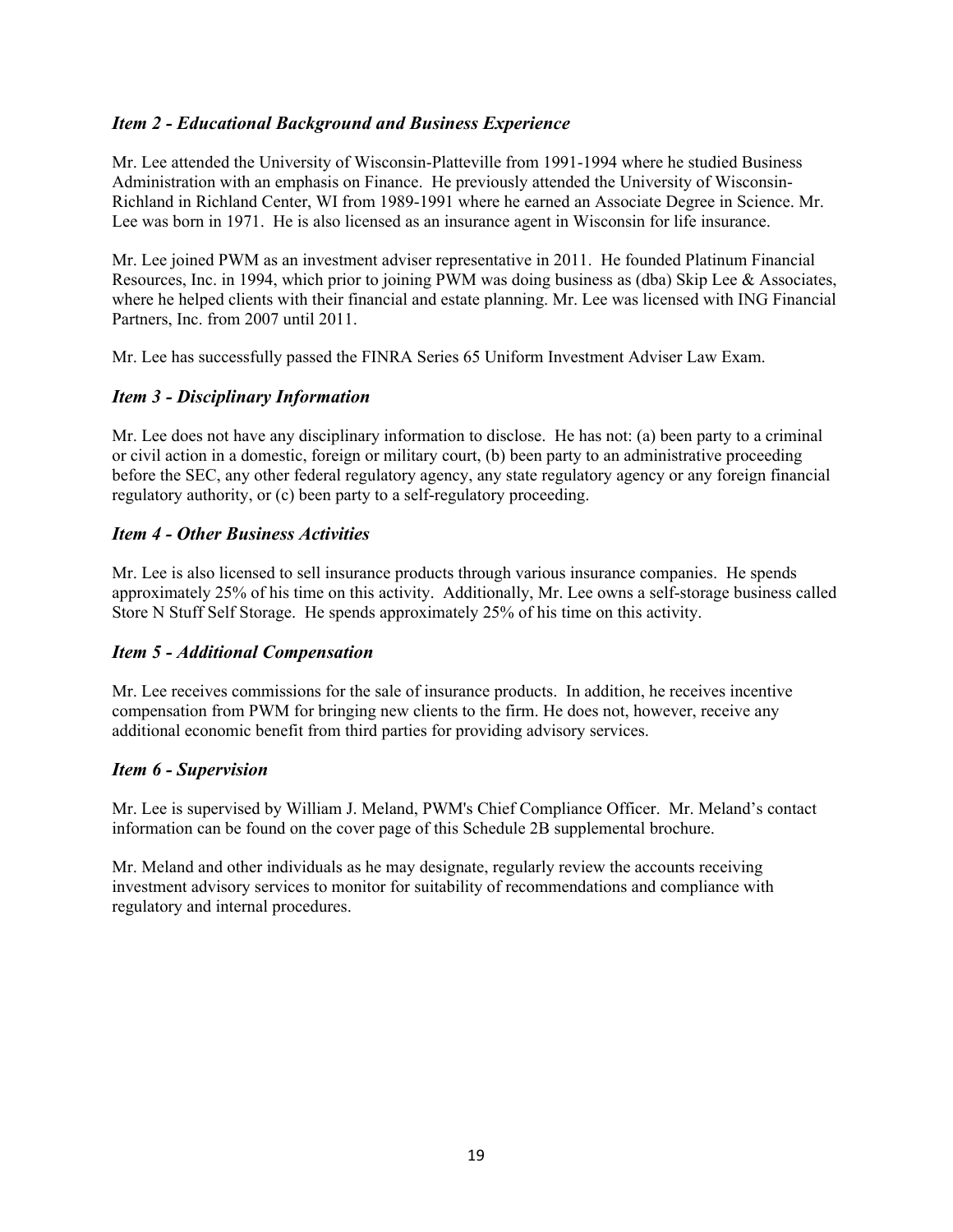### *Item 2 - Educational Background and Business Experience*

Mr. Lee attended the University of Wisconsin-Platteville from 1991-1994 where he studied Business Administration with an emphasis on Finance. He previously attended the University of Wisconsin-Richland in Richland Center, WI from 1989-1991 where he earned an Associate Degree in Science. Mr. Lee was born in 1971. He is also licensed as an insurance agent in Wisconsin for life insurance.

Mr. Lee joined PWM as an investment adviser representative in 2011. He founded Platinum Financial Resources, Inc. in 1994, which prior to joining PWM was doing business as (dba) Skip Lee & Associates, where he helped clients with their financial and estate planning. Mr. Lee was licensed with ING Financial Partners, Inc. from 2007 until 2011.

Mr. Lee has successfully passed the FINRA Series 65 Uniform Investment Adviser Law Exam.

### *Item 3 - Disciplinary Information*

Mr. Lee does not have any disciplinary information to disclose. He has not: (a) been party to a criminal or civil action in a domestic, foreign or military court, (b) been party to an administrative proceeding before the SEC, any other federal regulatory agency, any state regulatory agency or any foreign financial regulatory authority, or (c) been party to a self-regulatory proceeding.

### *Item 4 - Other Business Activities*

Mr. Lee is also licensed to sell insurance products through various insurance companies. He spends approximately 25% of his time on this activity. Additionally, Mr. Lee owns a self-storage business called Store N Stuff Self Storage. He spends approximately 25% of his time on this activity.

### *Item 5 - Additional Compensation*

Mr. Lee receives commissions for the sale of insurance products. In addition, he receives incentive compensation from PWM for bringing new clients to the firm. He does not, however, receive any additional economic benefit from third parties for providing advisory services.

### *Item 6 - Supervision*

Mr. Lee is supervised by William J. Meland, PWM's Chief Compliance Officer. Mr. Meland's contact information can be found on the cover page of this Schedule 2B supplemental brochure.

Mr. Meland and other individuals as he may designate, regularly review the accounts receiving investment advisory services to monitor for suitability of recommendations and compliance with regulatory and internal procedures.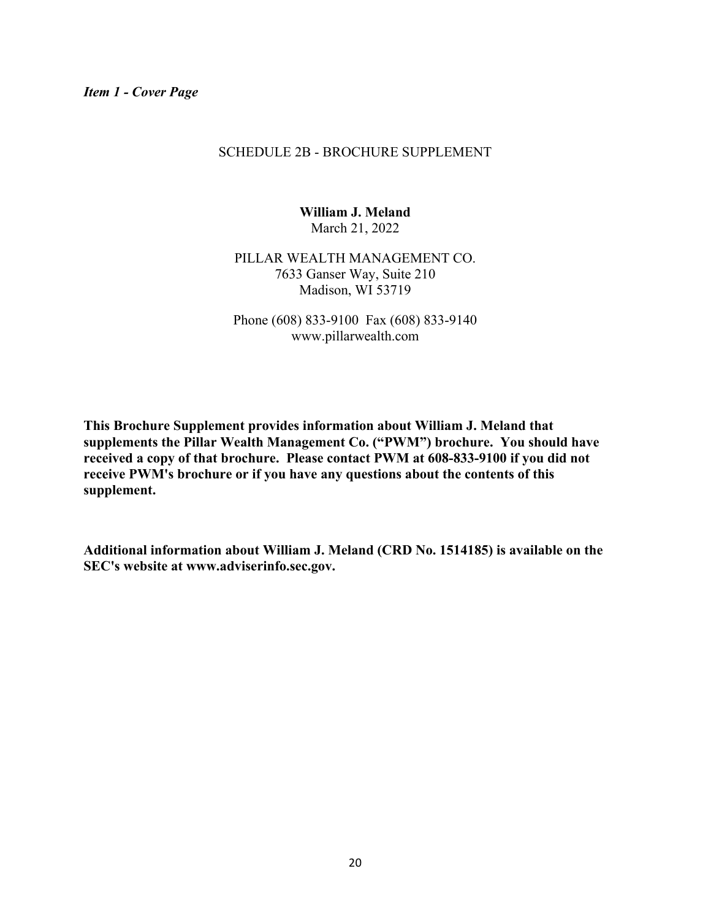*Item 1 - Cover Page*

SCHEDULE 2B - BROCHURE SUPPLEMENT

**William J. Meland**
March 21, 2022

PILLAR WEALTH MANAGEMENT CO.
7633 Ganser Way, Suite 210
Madison, WI 53719

Phone (608) 833-9100 Fax (608) 833-9140
www.pillarwealth.com

**This Brochure Supplement provides information about William J. Meland that supplements the Pillar Wealth Management Co. ("PWM") brochure. You should have received a copy of that brochure. Please contact PWM at 608-833-9100 if you did not receive PWM's brochure or if you have any questions about the contents of this supplement.**

**Additional information about William J. Meland (CRD No. 1514185) is available on the SEC's website at www.adviserinfo.sec.gov.**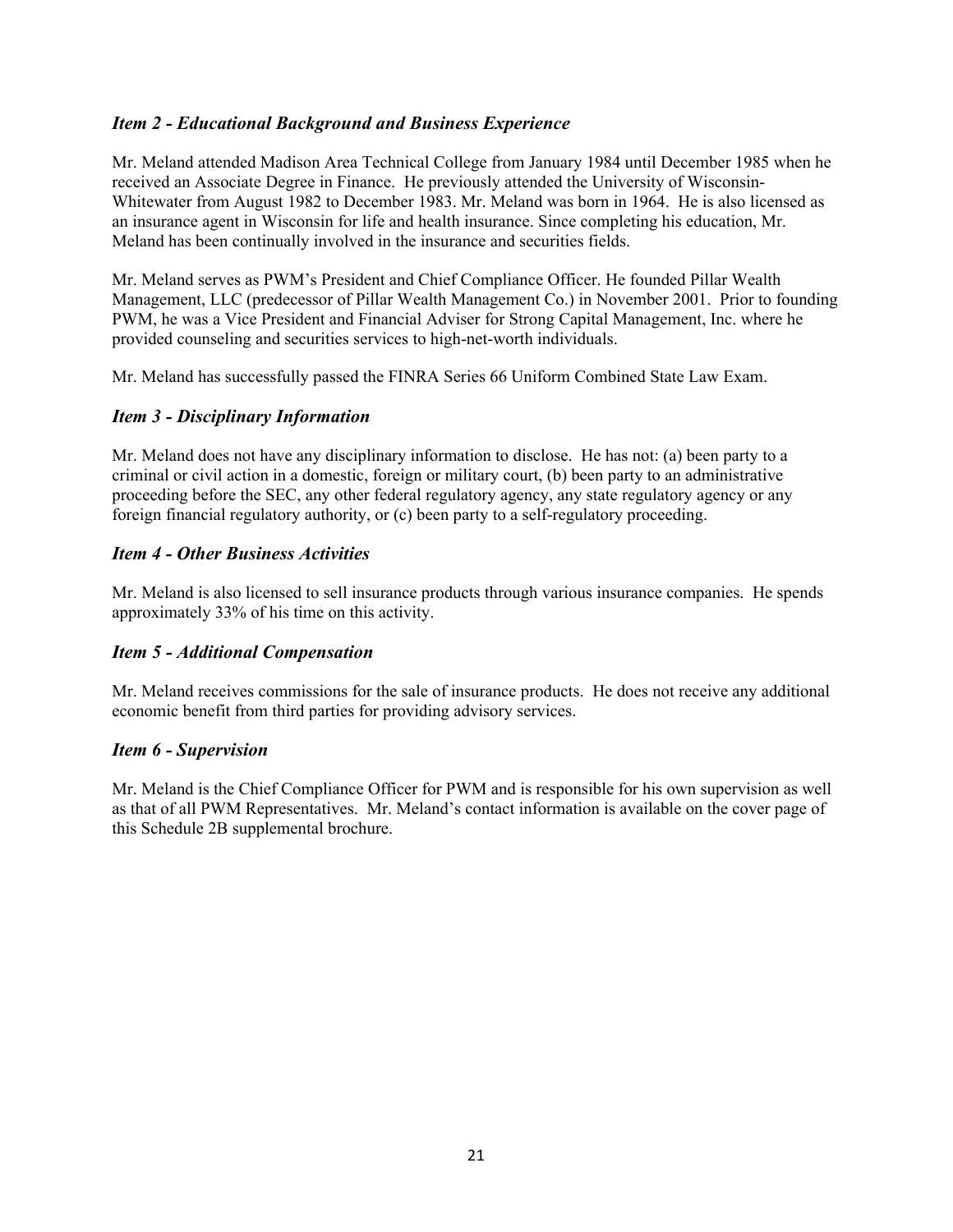## *Item 2 - Educational Background and Business Experience*

Mr. Meland attended Madison Area Technical College from January 1984 until December 1985 when he received an Associate Degree in Finance. He previously attended the University of Wisconsin-Whitewater from August 1982 to December 1983. Mr. Meland was born in 1964. He is also licensed as an insurance agent in Wisconsin for life and health insurance. Since completing his education, Mr. Meland has been continually involved in the insurance and securities fields.

Mr. Meland serves as PWM's President and Chief Compliance Officer. He founded Pillar Wealth Management, LLC (predecessor of Pillar Wealth Management Co.) in November 2001. Prior to founding PWM, he was a Vice President and Financial Adviser for Strong Capital Management, Inc. where he provided counseling and securities services to high-net-worth individuals.

Mr. Meland has successfully passed the FINRA Series 66 Uniform Combined State Law Exam.

## *Item 3 - Disciplinary Information*

Mr. Meland does not have any disciplinary information to disclose. He has not: (a) been party to a criminal or civil action in a domestic, foreign or military court, (b) been party to an administrative proceeding before the SEC, any other federal regulatory agency, any state regulatory agency or any foreign financial regulatory authority, or (c) been party to a self-regulatory proceeding.

## *Item 4 - Other Business Activities*

Mr. Meland is also licensed to sell insurance products through various insurance companies. He spends approximately 33% of his time on this activity.

## *Item 5 - Additional Compensation*

Mr. Meland receives commissions for the sale of insurance products. He does not receive any additional economic benefit from third parties for providing advisory services.

## *Item 6 - Supervision*

Mr. Meland is the Chief Compliance Officer for PWM and is responsible for his own supervision as well as that of all PWM Representatives. Mr. Meland's contact information is available on the cover page of this Schedule 2B supplemental brochure.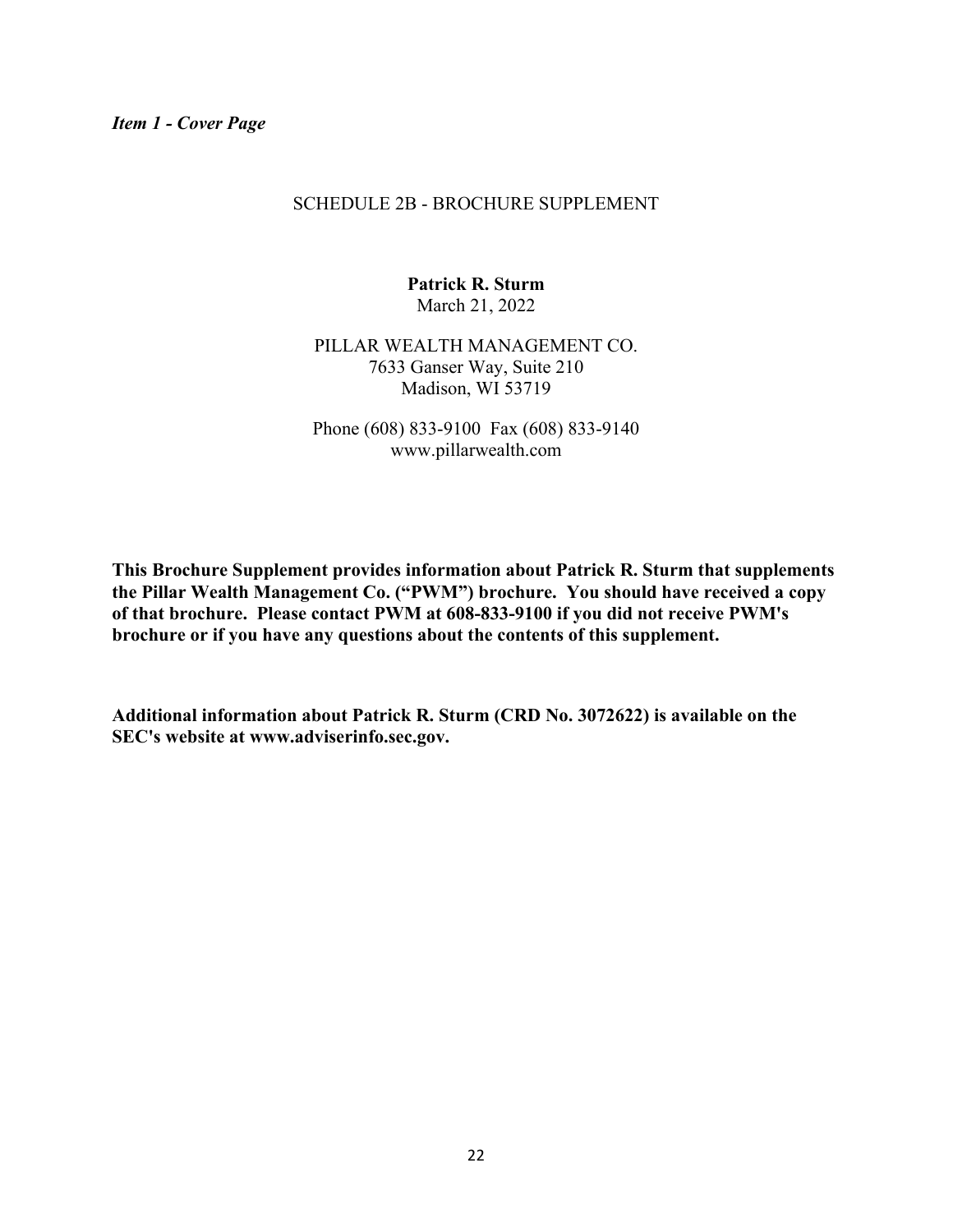***Item 1 - Cover Page***

SCHEDULE 2B - BROCHURE SUPPLEMENT

**Patrick R. Sturm**
March 21, 2022

PILLAR WEALTH MANAGEMENT CO.
7633 Ganser Way, Suite 210
Madison, WI 53719

Phone (608) 833-9100 Fax (608) 833-9140
www.pillarwealth.com

**This Brochure Supplement provides information about Patrick R. Sturm that supplements the Pillar Wealth Management Co. ("PWM") brochure. You should have received a copy of that brochure. Please contact PWM at 608-833-9100 if you did not receive PWM's brochure or if you have any questions about the contents of this supplement.**

**Additional information about Patrick R. Sturm (CRD No. 3072622) is available on the SEC's website at www.adviserinfo.sec.gov.**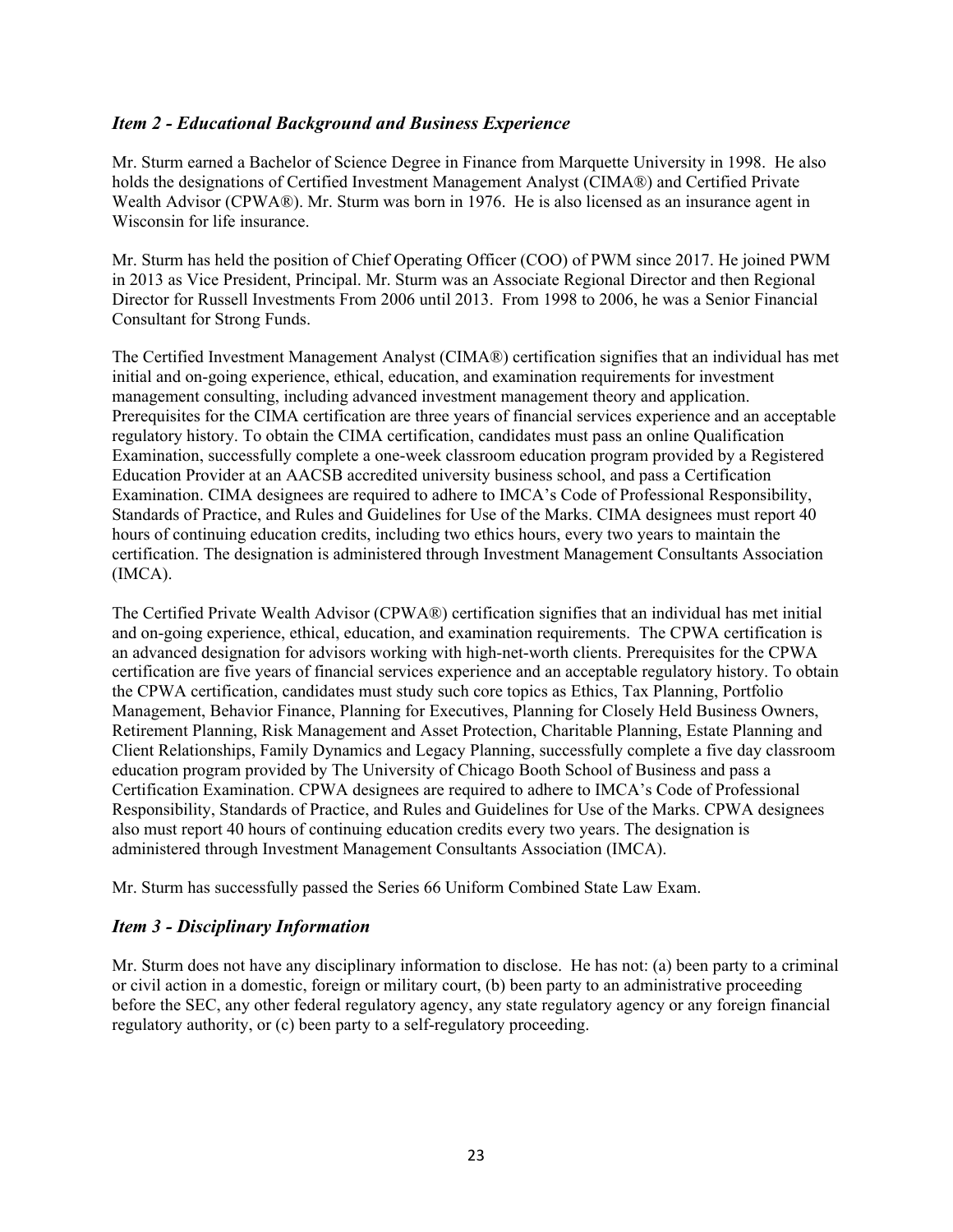## *Item 2 - Educational Background and Business Experience*

Mr. Sturm earned a Bachelor of Science Degree in Finance from Marquette University in 1998. He also holds the designations of Certified Investment Management Analyst (CIMA®) and Certified Private Wealth Advisor (CPWA®). Mr. Sturm was born in 1976. He is also licensed as an insurance agent in Wisconsin for life insurance.

Mr. Sturm has held the position of Chief Operating Officer (COO) of PWM since 2017. He joined PWM in 2013 as Vice President, Principal. Mr. Sturm was an Associate Regional Director and then Regional Director for Russell Investments From 2006 until 2013. From 1998 to 2006, he was a Senior Financial Consultant for Strong Funds.

The Certified Investment Management Analyst (CIMA®) certification signifies that an individual has met initial and on-going experience, ethical, education, and examination requirements for investment management consulting, including advanced investment management theory and application. Prerequisites for the CIMA certification are three years of financial services experience and an acceptable regulatory history. To obtain the CIMA certification, candidates must pass an online Qualification Examination, successfully complete a one-week classroom education program provided by a Registered Education Provider at an AACSB accredited university business school, and pass a Certification Examination. CIMA designees are required to adhere to IMCA's Code of Professional Responsibility, Standards of Practice, and Rules and Guidelines for Use of the Marks. CIMA designees must report 40 hours of continuing education credits, including two ethics hours, every two years to maintain the certification. The designation is administered through Investment Management Consultants Association (IMCA).

The Certified Private Wealth Advisor (CPWA®) certification signifies that an individual has met initial and on-going experience, ethical, education, and examination requirements. The CPWA certification is an advanced designation for advisors working with high-net-worth clients. Prerequisites for the CPWA certification are five years of financial services experience and an acceptable regulatory history. To obtain the CPWA certification, candidates must study such core topics as Ethics, Tax Planning, Portfolio Management, Behavior Finance, Planning for Executives, Planning for Closely Held Business Owners, Retirement Planning, Risk Management and Asset Protection, Charitable Planning, Estate Planning and Client Relationships, Family Dynamics and Legacy Planning, successfully complete a five day classroom education program provided by The University of Chicago Booth School of Business and pass a Certification Examination. CPWA designees are required to adhere to IMCA's Code of Professional Responsibility, Standards of Practice, and Rules and Guidelines for Use of the Marks. CPWA designees also must report 40 hours of continuing education credits every two years. The designation is administered through Investment Management Consultants Association (IMCA).

Mr. Sturm has successfully passed the Series 66 Uniform Combined State Law Exam.

## *Item 3 - Disciplinary Information*

Mr. Sturm does not have any disciplinary information to disclose. He has not: (a) been party to a criminal or civil action in a domestic, foreign or military court, (b) been party to an administrative proceeding before the SEC, any other federal regulatory agency, any state regulatory agency or any foreign financial regulatory authority, or (c) been party to a self-regulatory proceeding.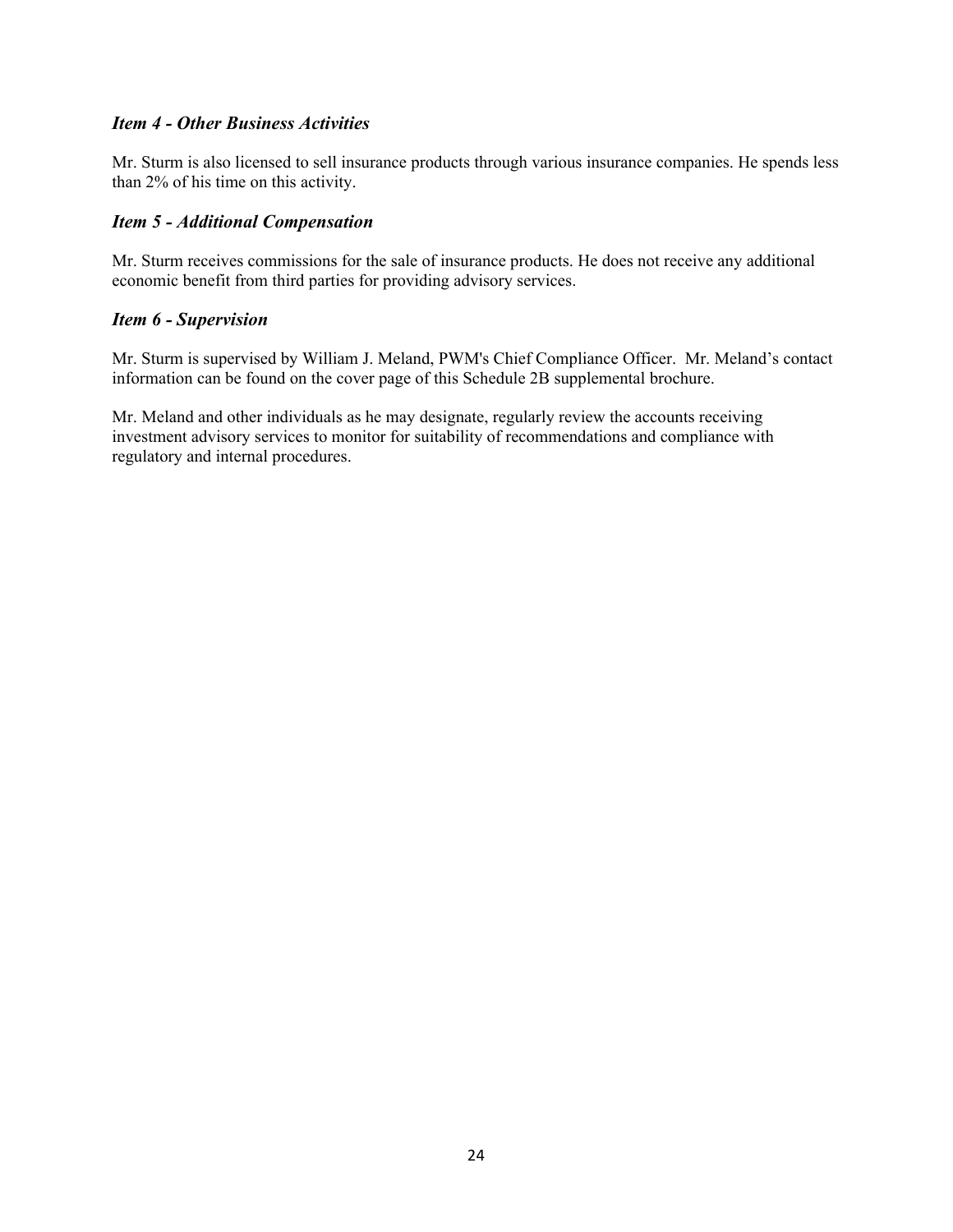### *Item 4 - Other Business Activities*

Mr. Sturm is also licensed to sell insurance products through various insurance companies. He spends less than 2% of his time on this activity.

### *Item 5 - Additional Compensation*

Mr. Sturm receives commissions for the sale of insurance products. He does not receive any additional economic benefit from third parties for providing advisory services.

### *Item 6 - Supervision*

Mr. Sturm is supervised by William J. Meland, PWM's Chief Compliance Officer. Mr. Meland's contact information can be found on the cover page of this Schedule 2B supplemental brochure.

Mr. Meland and other individuals as he may designate, regularly review the accounts receiving investment advisory services to monitor for suitability of recommendations and compliance with regulatory and internal procedures.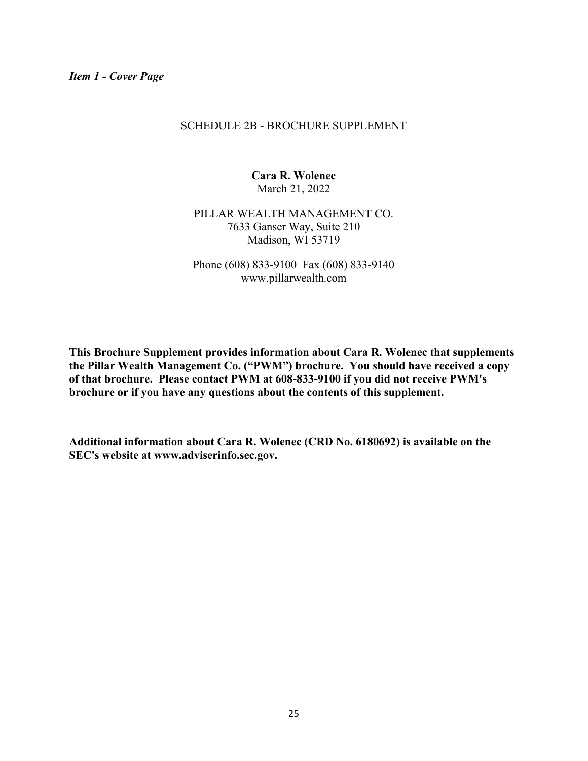***Item 1 - Cover Page***

SCHEDULE 2B - BROCHURE SUPPLEMENT

**Cara R. Wolenec**
March 21, 2022

PILLAR WEALTH MANAGEMENT CO.
7633 Ganser Way, Suite 210
Madison, WI 53719

Phone (608) 833-9100 Fax (608) 833-9140
www.pillarwealth.com

**This Brochure Supplement provides information about Cara R. Wolenec that supplements the Pillar Wealth Management Co. ("PWM") brochure. You should have received a copy of that brochure. Please contact PWM at 608-833-9100 if you did not receive PWM's brochure or if you have any questions about the contents of this supplement.**

**Additional information about Cara R. Wolenec (CRD No. 6180692) is available on the SEC's website at www.adviserinfo.sec.gov.**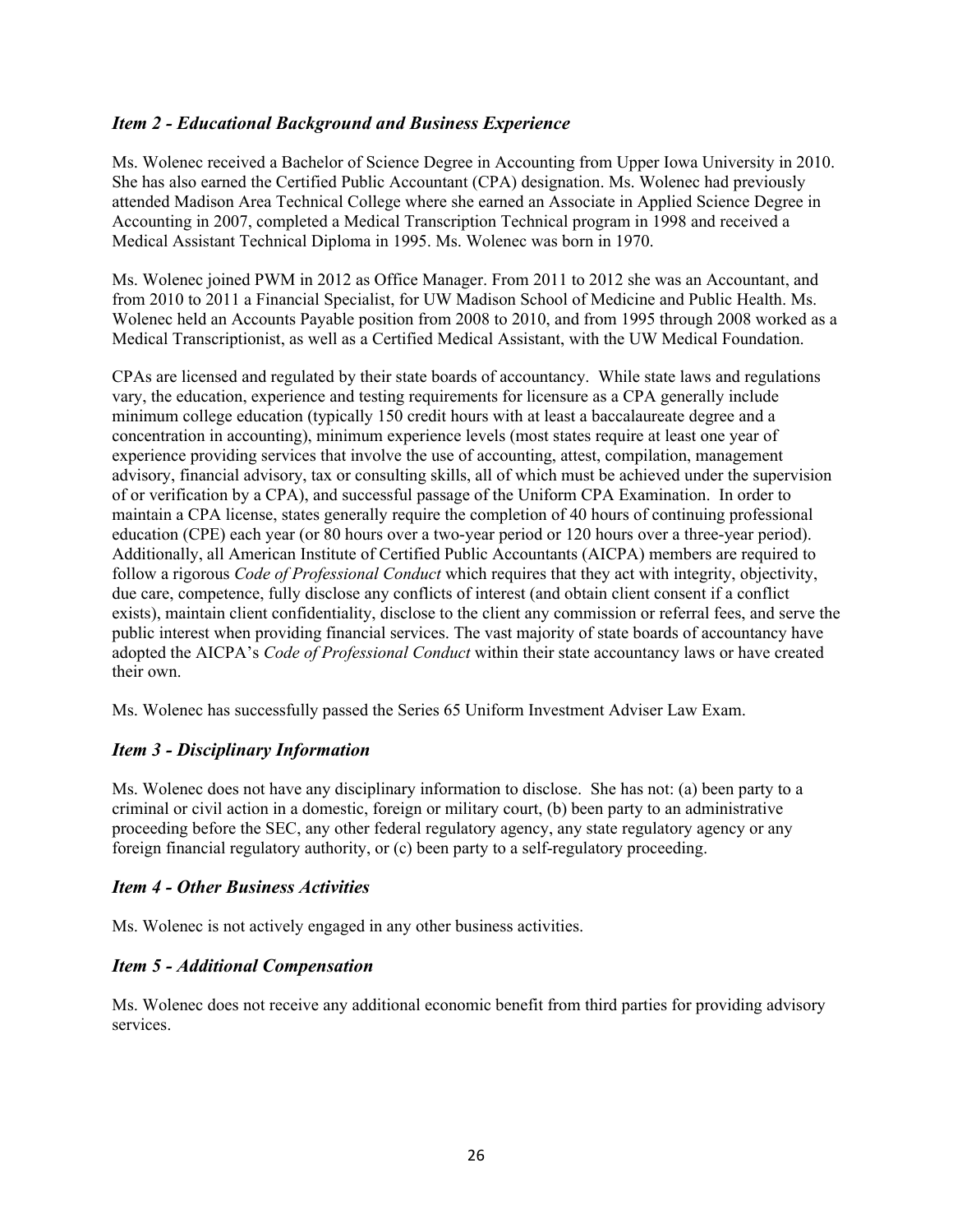### *Item 2 - Educational Background and Business Experience*

Ms. Wolenec received a Bachelor of Science Degree in Accounting from Upper Iowa University in 2010. She has also earned the Certified Public Accountant (CPA) designation. Ms. Wolenec had previously attended Madison Area Technical College where she earned an Associate in Applied Science Degree in Accounting in 2007, completed a Medical Transcription Technical program in 1998 and received a Medical Assistant Technical Diploma in 1995. Ms. Wolenec was born in 1970.

Ms. Wolenec joined PWM in 2012 as Office Manager. From 2011 to 2012 she was an Accountant, and from 2010 to 2011 a Financial Specialist, for UW Madison School of Medicine and Public Health. Ms. Wolenec held an Accounts Payable position from 2008 to 2010, and from 1995 through 2008 worked as a Medical Transcriptionist, as well as a Certified Medical Assistant, with the UW Medical Foundation.

CPAs are licensed and regulated by their state boards of accountancy. While state laws and regulations vary, the education, experience and testing requirements for licensure as a CPA generally include minimum college education (typically 150 credit hours with at least a baccalaureate degree and a concentration in accounting), minimum experience levels (most states require at least one year of experience providing services that involve the use of accounting, attest, compilation, management advisory, financial advisory, tax or consulting skills, all of which must be achieved under the supervision of or verification by a CPA), and successful passage of the Uniform CPA Examination. In order to maintain a CPA license, states generally require the completion of 40 hours of continuing professional education (CPE) each year (or 80 hours over a two-year period or 120 hours over a three-year period). Additionally, all American Institute of Certified Public Accountants (AICPA) members are required to follow a rigorous *Code of Professional Conduct* which requires that they act with integrity, objectivity, due care, competence, fully disclose any conflicts of interest (and obtain client consent if a conflict exists), maintain client confidentiality, disclose to the client any commission or referral fees, and serve the public interest when providing financial services. The vast majority of state boards of accountancy have adopted the AICPA's *Code of Professional Conduct* within their state accountancy laws or have created their own.

Ms. Wolenec has successfully passed the Series 65 Uniform Investment Adviser Law Exam.

### *Item 3 - Disciplinary Information*

Ms. Wolenec does not have any disciplinary information to disclose. She has not: (a) been party to a criminal or civil action in a domestic, foreign or military court, (b) been party to an administrative proceeding before the SEC, any other federal regulatory agency, any state regulatory agency or any foreign financial regulatory authority, or (c) been party to a self-regulatory proceeding.

### *Item 4 - Other Business Activities*

Ms. Wolenec is not actively engaged in any other business activities.

### *Item 5 - Additional Compensation*

Ms. Wolenec does not receive any additional economic benefit from third parties for providing advisory services.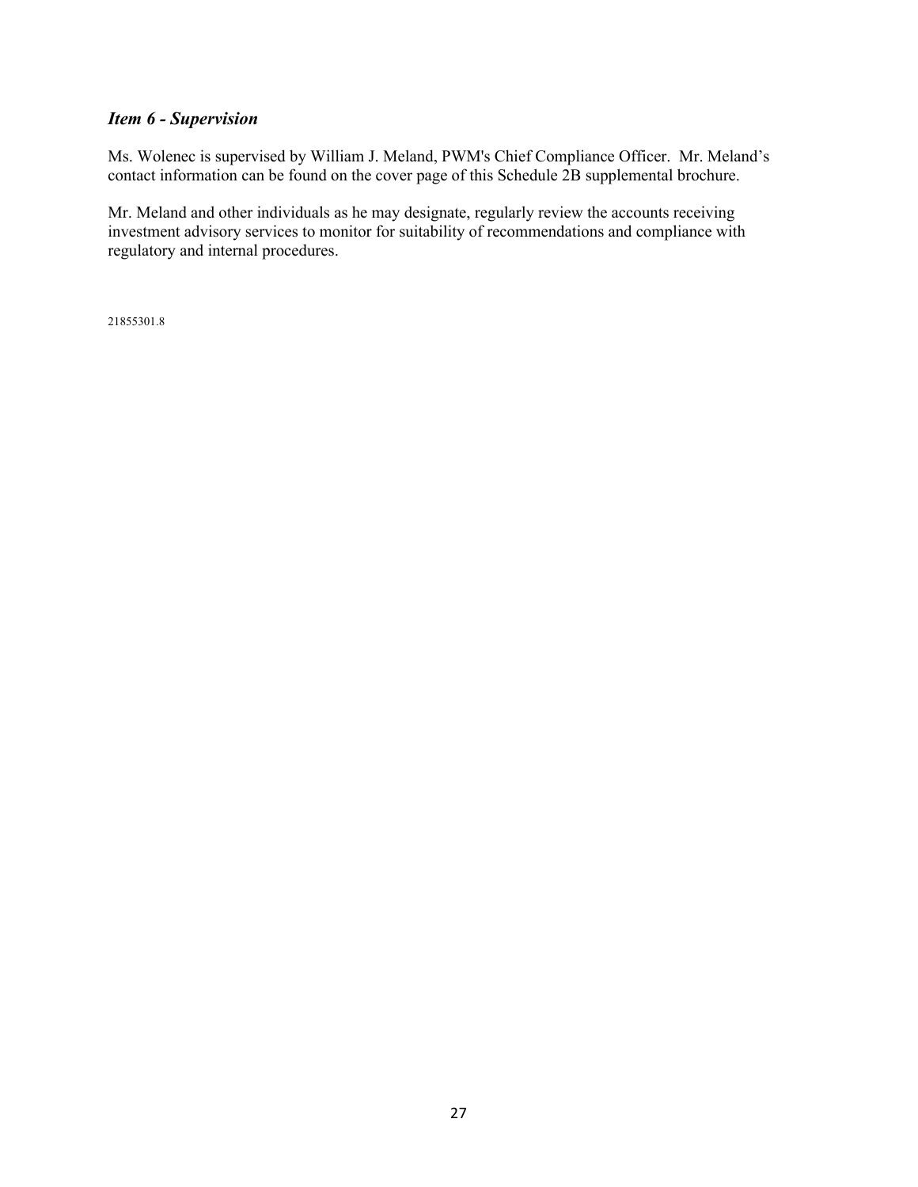### *Item 6 - Supervision*

Ms. Wolenec is supervised by William J. Meland, PWM's Chief Compliance Officer. Mr. Meland's contact information can be found on the cover page of this Schedule 2B supplemental brochure.

Mr. Meland and other individuals as he may designate, regularly review the accounts receiving investment advisory services to monitor for suitability of recommendations and compliance with regulatory and internal procedures.

21855301.8